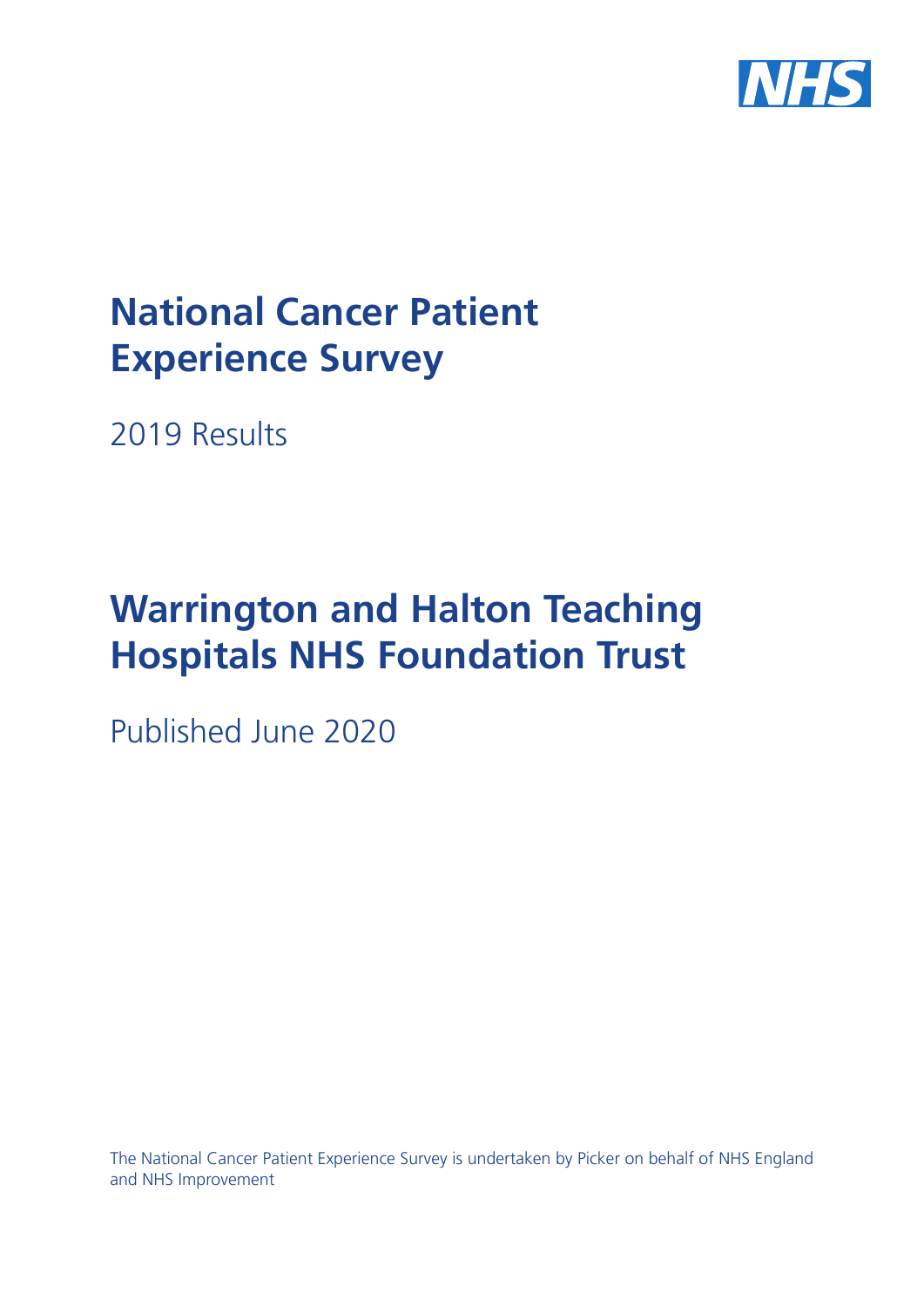NHS

# National Cancer Patient Experience Survey

2019 Results

# Warrington and Halton Teaching Hospitals NHS Foundation Trust

Published June 2020

The National Cancer Patient Experience Survey is undertaken by Picker on behalf of NHS England and NHS Improvement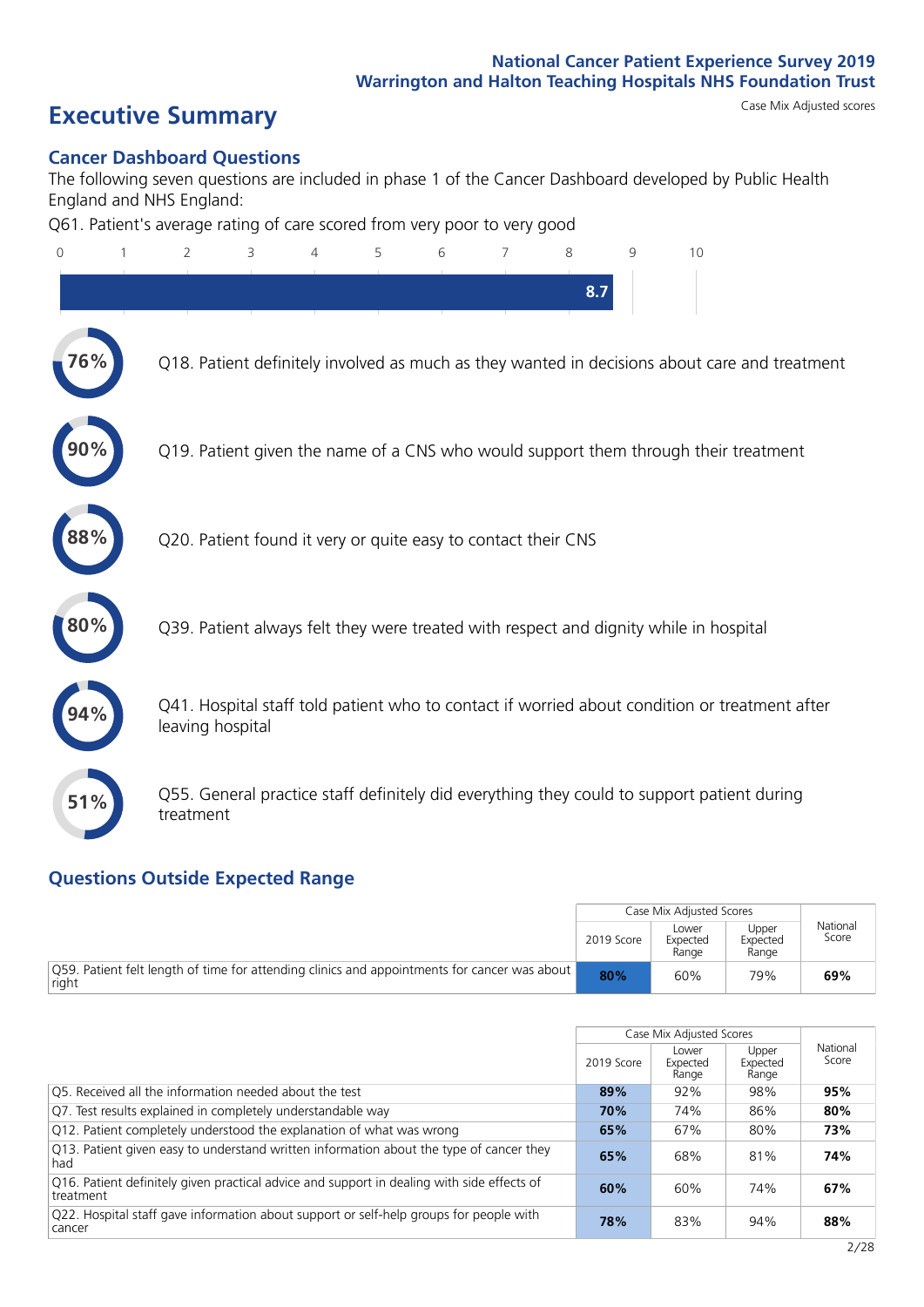National Cancer Patient Experience Survey 2019
Warrington and Halton Teaching Hospitals NHS Foundation Trust

# Executive Summary

Case Mix Adjusted scores

## Cancer Dashboard Questions

The following seven questions are included in phase 1 of the Cancer Dashboard developed by Public Health England and NHS England:

Q61. Patient's average rating of care scored from very poor to very good

8.7

76% Q18. Patient definitely involved as much as they wanted in decisions about care and treatment

90% Q19. Patient given the name of a CNS who would support them through their treatment

88% Q20. Patient found it very or quite easy to contact their CNS

80% Q39. Patient always felt they were treated with respect and dignity while in hospital

94% Q41. Hospital staff told patient who to contact if worried about condition or treatment after leaving hospital

51% Q55. General practice staff definitely did everything they could to support patient during treatment

## Questions Outside Expected Range

| | Case Mix Adjusted Scores | | | National Score |
|---|---|---|---|---|
| | 2019 Score | Lower Expected Range | Upper Expected Range | |
| Q59. Patient felt length of time for attending clinics and appointments for cancer was about right | **80%** | 60% | 79% | **69%** |

| | Case Mix Adjusted Scores | | | National Score |
|---|---|---|---|---|
| | 2019 Score | Lower Expected Range | Upper Expected Range | |
| Q5. Received all the information needed about the test | **89%** | 92% | 98% | **95%** |
| Q7. Test results explained in completely understandable way | **70%** | 74% | 86% | **80%** |
| Q12. Patient completely understood the explanation of what was wrong | **65%** | 67% | 80% | **73%** |
| Q13. Patient given easy to understand written information about the type of cancer they had | **65%** | 68% | 81% | **74%** |
| Q16. Patient definitely given practical advice and support in dealing with side effects of treatment | **60%** | 60% | 74% | **67%** |
| Q22. Hospital staff gave information about support or self-help groups for people with cancer | **78%** | 83% | 94% | **88%** |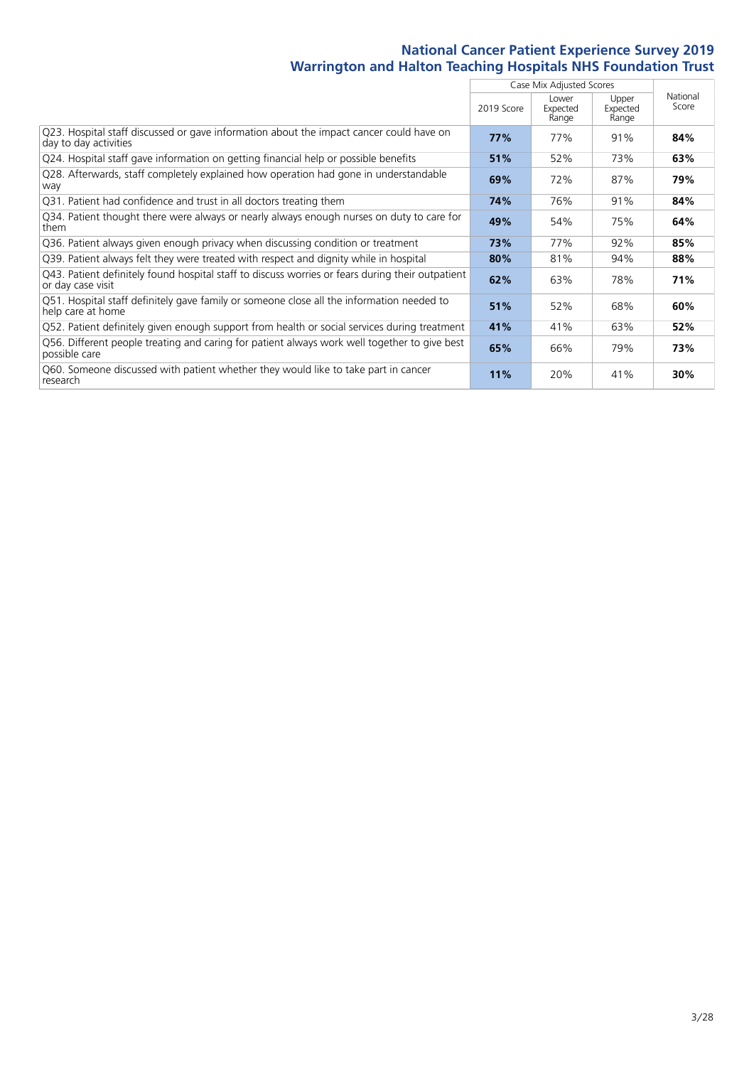# National Cancer Patient Experience Survey 2019
## Warrington and Halton Teaching Hospitals NHS Foundation Trust

| | Case Mix Adjusted Scores | | | National Score |
|---|---|---|---|---|
| | 2019 Score | Lower Expected Range | Upper Expected Range | |
| Q23. Hospital staff discussed or gave information about the impact cancer could have on day to day activities | **77%** | 77% | 91% | **84%** |
| Q24. Hospital staff gave information on getting financial help or possible benefits | **51%** | 52% | 73% | **63%** |
| Q28. Afterwards, staff completely explained how operation had gone in understandable way | **69%** | 72% | 87% | **79%** |
| Q31. Patient had confidence and trust in all doctors treating them | **74%** | 76% | 91% | **84%** |
| Q34. Patient thought there were always or nearly always enough nurses on duty to care for them | **49%** | 54% | 75% | **64%** |
| Q36. Patient always given enough privacy when discussing condition or treatment | **73%** | 77% | 92% | **85%** |
| Q39. Patient always felt they were treated with respect and dignity while in hospital | **80%** | 81% | 94% | **88%** |
| Q43. Patient definitely found hospital staff to discuss worries or fears during their outpatient or day case visit | **62%** | 63% | 78% | **71%** |
| Q51. Hospital staff definitely gave family or someone close all the information needed to help care at home | **51%** | 52% | 68% | **60%** |
| Q52. Patient definitely given enough support from health or social services during treatment | **41%** | 41% | 63% | **52%** |
| Q56. Different people treating and caring for patient always work well together to give best possible care | **65%** | 66% | 79% | **73%** |
| Q60. Someone discussed with patient whether they would like to take part in cancer research | **11%** | 20% | 41% | **30%** |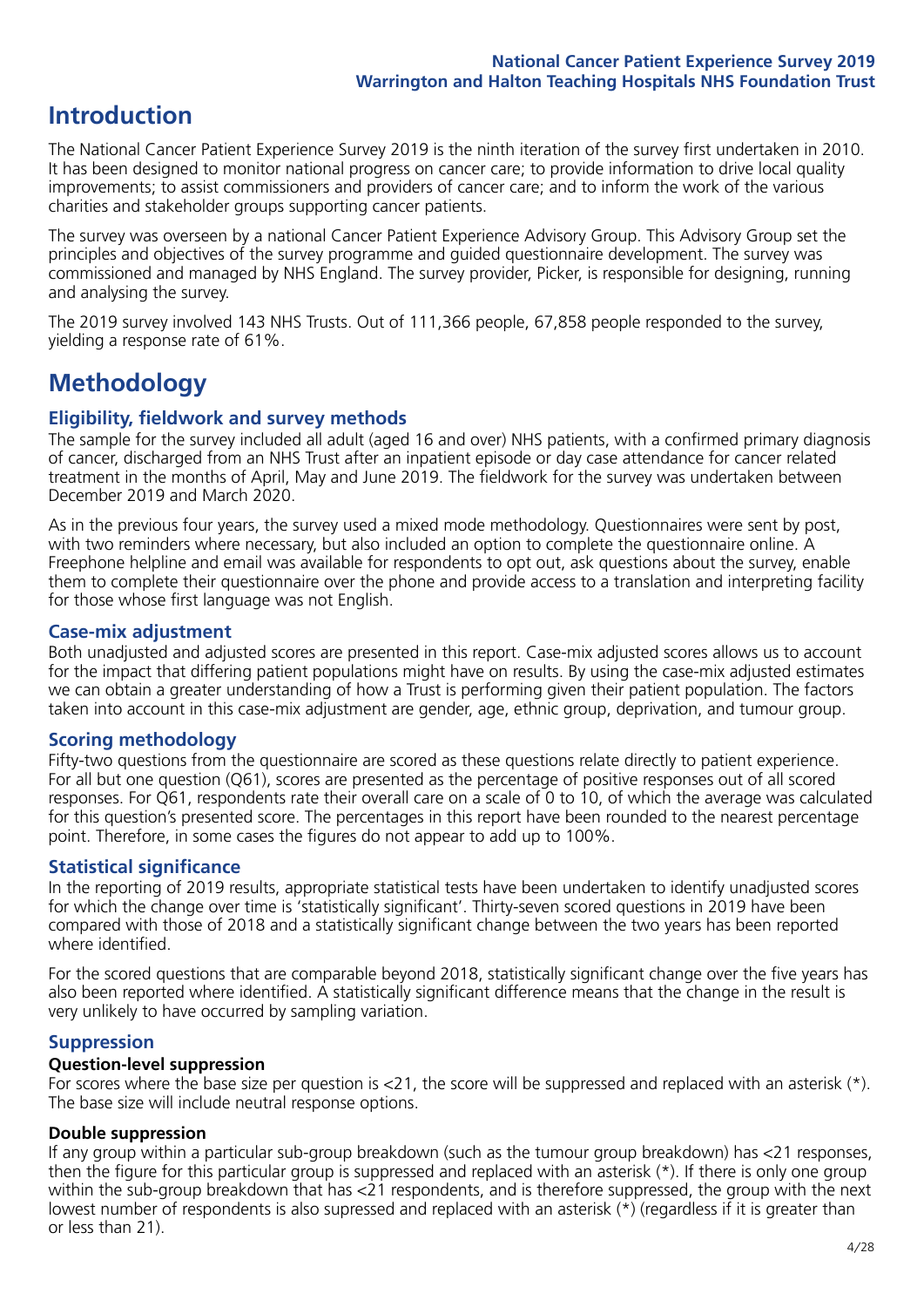# Introduction

The National Cancer Patient Experience Survey 2019 is the ninth iteration of the survey first undertaken in 2010. It has been designed to monitor national progress on cancer care; to provide information to drive local quality improvements; to assist commissioners and providers of cancer care; and to inform the work of the various charities and stakeholder groups supporting cancer patients.

The survey was overseen by a national Cancer Patient Experience Advisory Group. This Advisory Group set the principles and objectives of the survey programme and guided questionnaire development. The survey was commissioned and managed by NHS England. The survey provider, Picker, is responsible for designing, running and analysing the survey.

The 2019 survey involved 143 NHS Trusts. Out of 111,366 people, 67,858 people responded to the survey, yielding a response rate of 61%.

# Methodology

### Eligibility, fieldwork and survey methods

The sample for the survey included all adult (aged 16 and over) NHS patients, with a confirmed primary diagnosis of cancer, discharged from an NHS Trust after an inpatient episode or day case attendance for cancer related treatment in the months of April, May and June 2019. The fieldwork for the survey was undertaken between December 2019 and March 2020.

As in the previous four years, the survey used a mixed mode methodology. Questionnaires were sent by post, with two reminders where necessary, but also included an option to complete the questionnaire online. A Freephone helpline and email was available for respondents to opt out, ask questions about the survey, enable them to complete their questionnaire over the phone and provide access to a translation and interpreting facility for those whose first language was not English.

### Case-mix adjustment

Both unadjusted and adjusted scores are presented in this report. Case-mix adjusted scores allows us to account for the impact that differing patient populations might have on results. By using the case-mix adjusted estimates we can obtain a greater understanding of how a Trust is performing given their patient population. The factors taken into account in this case-mix adjustment are gender, age, ethnic group, deprivation, and tumour group.

### Scoring methodology

Fifty-two questions from the questionnaire are scored as these questions relate directly to patient experience. For all but one question (Q61), scores are presented as the percentage of positive responses out of all scored responses. For Q61, respondents rate their overall care on a scale of 0 to 10, of which the average was calculated for this question's presented score. The percentages in this report have been rounded to the nearest percentage point. Therefore, in some cases the figures do not appear to add up to 100%.

### Statistical significance

In the reporting of 2019 results, appropriate statistical tests have been undertaken to identify unadjusted scores for which the change over time is 'statistically significant'. Thirty-seven scored questions in 2019 have been compared with those of 2018 and a statistically significant change between the two years has been reported where identified.

For the scored questions that are comparable beyond 2018, statistically significant change over the five years has also been reported where identified. A statistically significant difference means that the change in the result is very unlikely to have occurred by sampling variation.

### Suppression

#### Question-level suppression

For scores where the base size per question is <21, the score will be suppressed and replaced with an asterisk (*). The base size will include neutral response options.

#### Double suppression

If any group within a particular sub-group breakdown (such as the tumour group breakdown) has <21 responses, then the figure for this particular group is suppressed and replaced with an asterisk (*). If there is only one group within the sub-group breakdown that has <21 respondents, and is therefore suppressed, the group with the next lowest number of respondents is also supressed and replaced with an asterisk (*) (regardless if it is greater than or less than 21).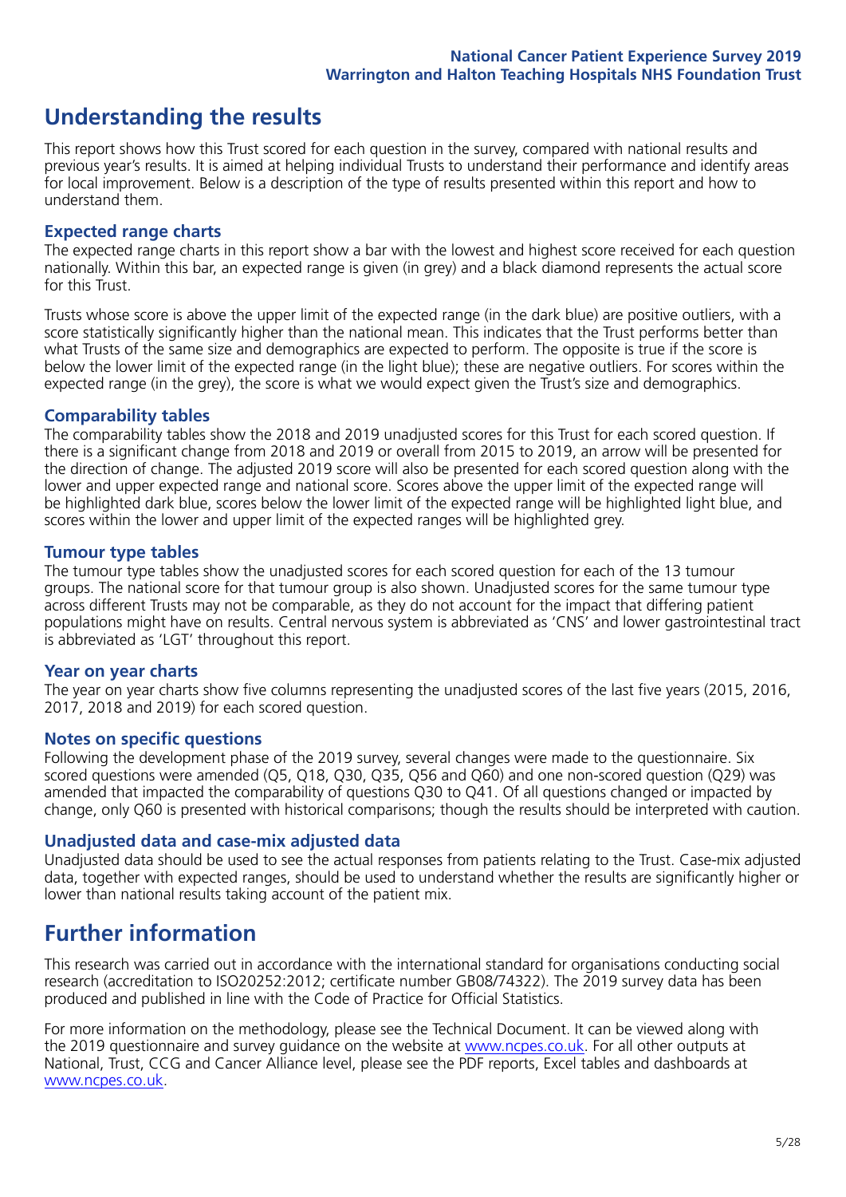## Understanding the results

This report shows how this Trust scored for each question in the survey, compared with national results and previous year's results. It is aimed at helping individual Trusts to understand their performance and identify areas for local improvement. Below is a description of the type of results presented within this report and how to understand them.

### Expected range charts

The expected range charts in this report show a bar with the lowest and highest score received for each question nationally. Within this bar, an expected range is given (in grey) and a black diamond represents the actual score for this Trust.

Trusts whose score is above the upper limit of the expected range (in the dark blue) are positive outliers, with a score statistically significantly higher than the national mean. This indicates that the Trust performs better than what Trusts of the same size and demographics are expected to perform. The opposite is true if the score is below the lower limit of the expected range (in the light blue); these are negative outliers. For scores within the expected range (in the grey), the score is what we would expect given the Trust's size and demographics.

### Comparability tables

The comparability tables show the 2018 and 2019 unadjusted scores for this Trust for each scored question. If there is a significant change from 2018 and 2019 or overall from 2015 to 2019, an arrow will be presented for the direction of change. The adjusted 2019 score will also be presented for each scored question along with the lower and upper expected range and national score. Scores above the upper limit of the expected range will be highlighted dark blue, scores below the lower limit of the expected range will be highlighted light blue, and scores within the lower and upper limit of the expected ranges will be highlighted grey.

### Tumour type tables

The tumour type tables show the unadjusted scores for each scored question for each of the 13 tumour groups. The national score for that tumour group is also shown. Unadjusted scores for the same tumour type across different Trusts may not be comparable, as they do not account for the impact that differing patient populations might have on results. Central nervous system is abbreviated as 'CNS' and lower gastrointestinal tract is abbreviated as 'LGT' throughout this report.

### Year on year charts

The year on year charts show five columns representing the unadjusted scores of the last five years (2015, 2016, 2017, 2018 and 2019) for each scored question.

### Notes on specific questions

Following the development phase of the 2019 survey, several changes were made to the questionnaire. Six scored questions were amended (Q5, Q18, Q30, Q35, Q56 and Q60) and one non-scored question (Q29) was amended that impacted the comparability of questions Q30 to Q41. Of all questions changed or impacted by change, only Q60 is presented with historical comparisons; though the results should be interpreted with caution.

### Unadjusted data and case-mix adjusted data

Unadjusted data should be used to see the actual responses from patients relating to the Trust. Case-mix adjusted data, together with expected ranges, should be used to understand whether the results are significantly higher or lower than national results taking account of the patient mix.

## Further information

This research was carried out in accordance with the international standard for organisations conducting social research (accreditation to ISO20252:2012; certificate number GB08/74322). The 2019 survey data has been produced and published in line with the Code of Practice for Official Statistics.

For more information on the methodology, please see the Technical Document. It can be viewed along with the 2019 questionnaire and survey guidance on the website at www.ncpes.co.uk. For all other outputs at National, Trust, CCG and Cancer Alliance level, please see the PDF reports, Excel tables and dashboards at www.ncpes.co.uk.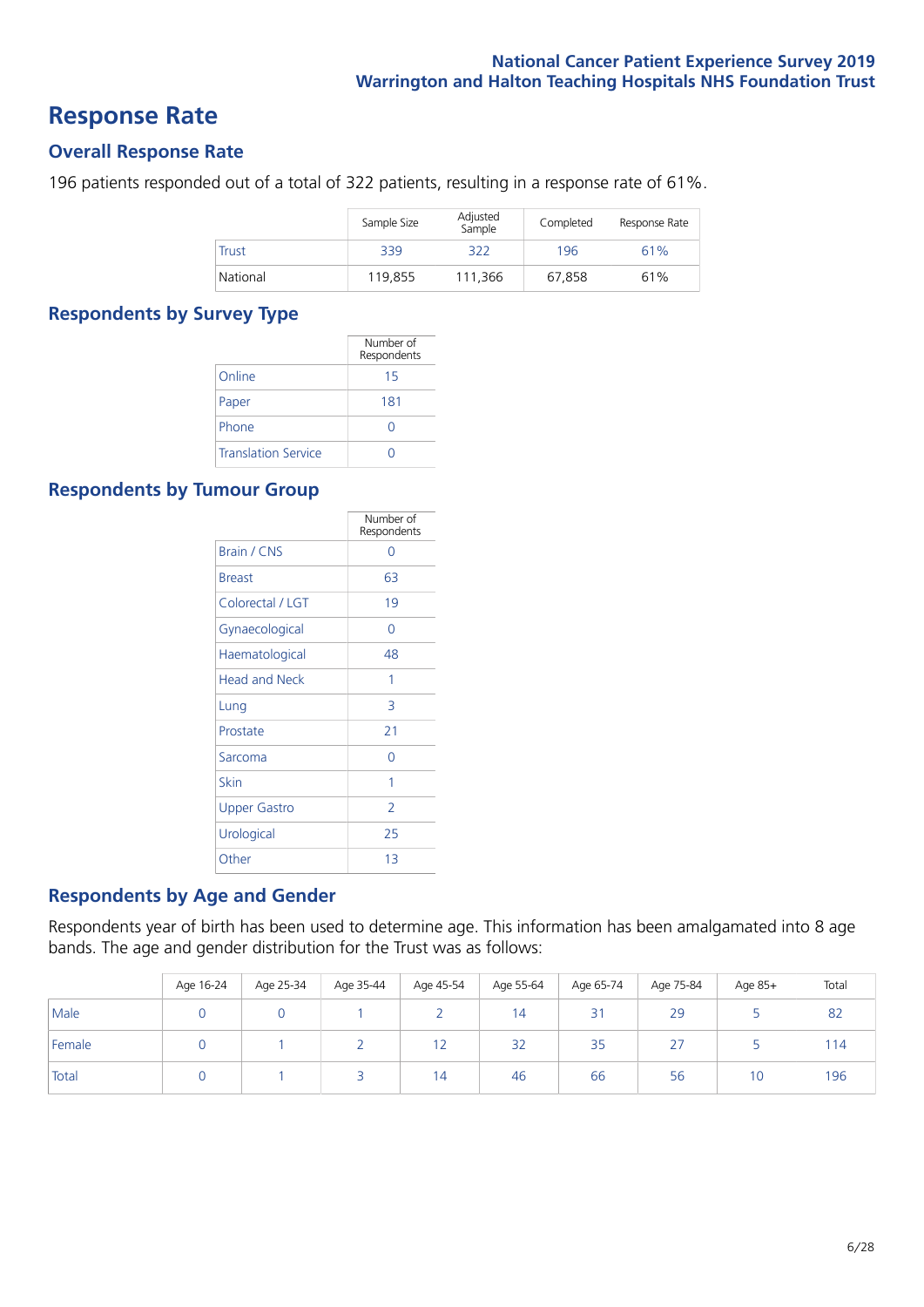# Response Rate

## Overall Response Rate

196 patients responded out of a total of 322 patients, resulting in a response rate of 61%.

| | Sample Size | Adjusted Sample | Completed | Response Rate |
|---|---|---|---|---|
| Trust | 339 | 322 | 196 | 61% |
| National | 119,855 | 111,366 | 67,858 | 61% |

## Respondents by Survey Type

| | Number of Respondents |
|---|---|
| Online | 15 |
| Paper | 181 |
| Phone | 0 |
| Translation Service | 0 |

## Respondents by Tumour Group

| | Number of Respondents |
|---|---|
| Brain / CNS | 0 |
| Breast | 63 |
| Colorectal / LGT | 19 |
| Gynaecological | 0 |
| Haematological | 48 |
| Head and Neck | 1 |
| Lung | 3 |
| Prostate | 21 |
| Sarcoma | 0 |
| Skin | 1 |
| Upper Gastro | 2 |
| Urological | 25 |
| Other | 13 |

## Respondents by Age and Gender

Respondents year of birth has been used to determine age. This information has been amalgamated into 8 age bands. The age and gender distribution for the Trust was as follows:

| | Age 16-24 | Age 25-34 | Age 35-44 | Age 45-54 | Age 55-64 | Age 65-74 | Age 75-84 | Age 85+ | Total |
|---|---|---|---|---|---|---|---|---|---|
| Male | 0 | 0 | 1 | 2 | 14 | 31 | 29 | 5 | 82 |
| Female | 0 | 1 | 2 | 12 | 32 | 35 | 27 | 5 | 114 |
| Total | 0 | 1 | 3 | 14 | 46 | 66 | 56 | 10 | 196 |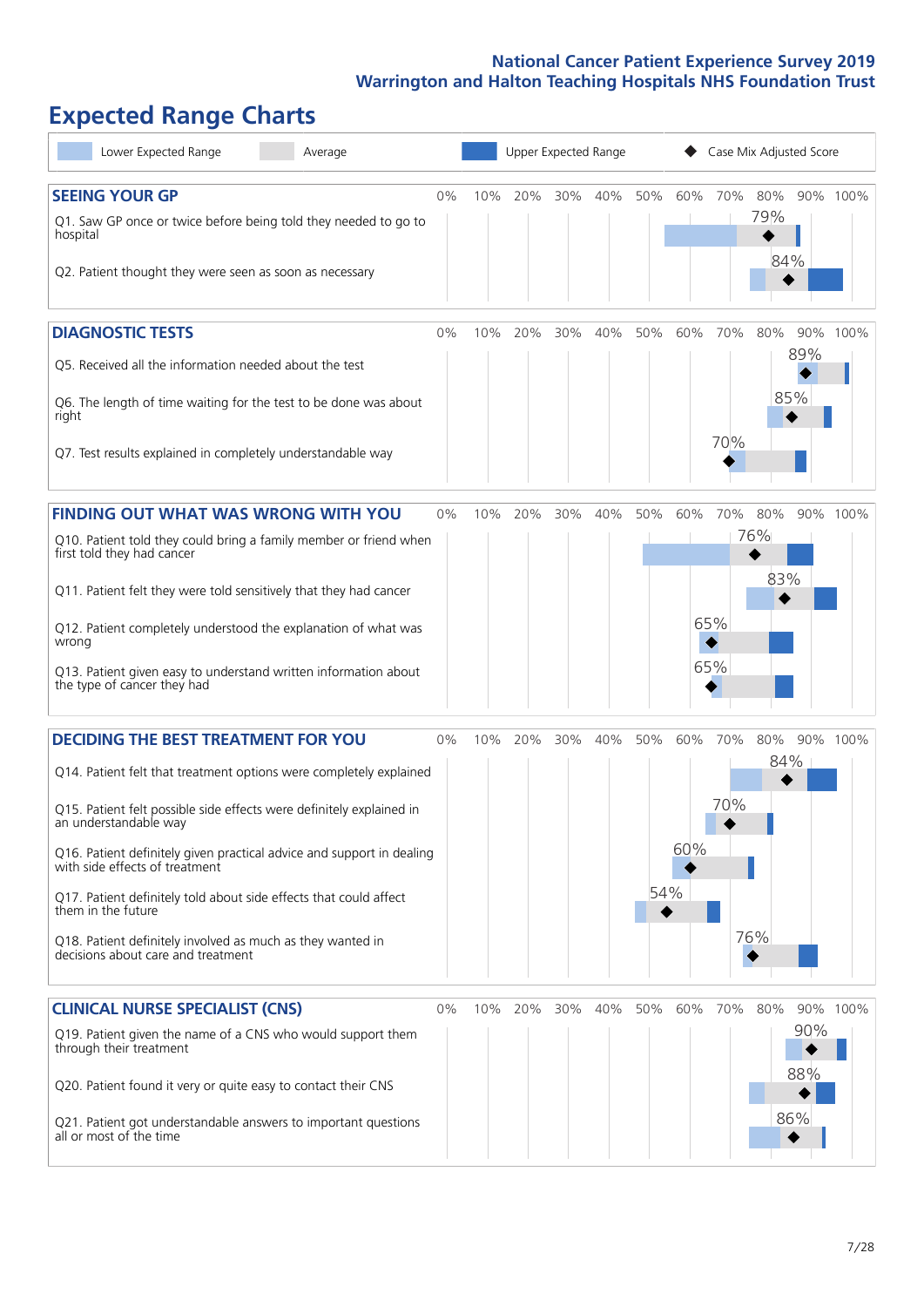## Expected Range Charts

Lower Expected Range | Average | Upper Expected Range | Case Mix Adjusted Score

### SEEING YOUR GP

| Question | Case Mix Adjusted Score |
|---|---|
| Q1. Saw GP once or twice before being told they needed to go to hospital | 79% |
| Q2. Patient thought they were seen as soon as necessary | 84% |

### DIAGNOSTIC TESTS

| Question | Case Mix Adjusted Score |
|---|---|
| Q5. Received all the information needed about the test | 89% |
| Q6. The length of time waiting for the test to be done was about right | 85% |
| Q7. Test results explained in completely understandable way | 70% |

### FINDING OUT WHAT WAS WRONG WITH YOU

| Question | Case Mix Adjusted Score |
|---|---|
| Q10. Patient told they could bring a family member or friend when first told they had cancer | 76% |
| Q11. Patient felt they were told sensitively that they had cancer | 83% |
| Q12. Patient completely understood the explanation of what was wrong | 65% |
| Q13. Patient given easy to understand written information about the type of cancer they had | 65% |

### DECIDING THE BEST TREATMENT FOR YOU

| Question | Case Mix Adjusted Score |
|---|---|
| Q14. Patient felt that treatment options were completely explained | 84% |
| Q15. Patient felt possible side effects were definitely explained in an understandable way | 70% |
| Q16. Patient definitely given practical advice and support in dealing with side effects of treatment | 60% |
| Q17. Patient definitely told about side effects that could affect them in the future | 54% |
| Q18. Patient definitely involved as much as they wanted in decisions about care and treatment | 76% |

### CLINICAL NURSE SPECIALIST (CNS)

| Question | Case Mix Adjusted Score |
|---|---|
| Q19. Patient given the name of a CNS who would support them through their treatment | 90% |
| Q20. Patient found it very or quite easy to contact their CNS | 88% |
| Q21. Patient got understandable answers to important questions all or most of the time | 86% |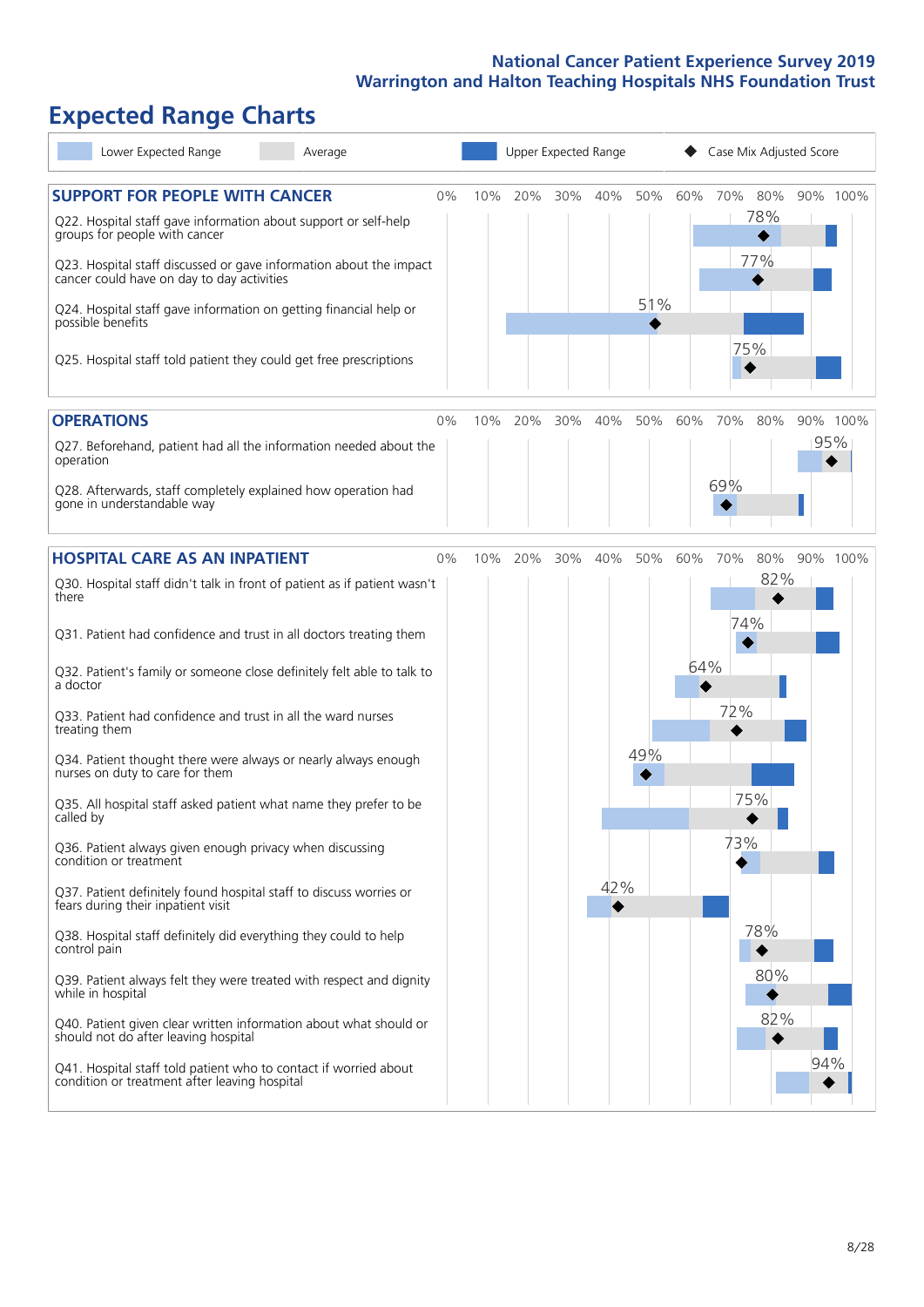# Expected Range Charts

Legend: Lower Expected Range | Average | Upper Expected Range | ◆ Case Mix Adjusted Score

## SUPPORT FOR PEOPLE WITH CANCER

| Question | Case Mix Adjusted Score |
|---|---|
| Q22. Hospital staff gave information about support or self-help groups for people with cancer | 78% |
| Q23. Hospital staff discussed or gave information about the impact cancer could have on day to day activities | 77% |
| Q24. Hospital staff gave information on getting financial help or possible benefits | 51% |
| Q25. Hospital staff told patient they could get free prescriptions | 75% |

## OPERATIONS

| Question | Case Mix Adjusted Score |
|---|---|
| Q27. Beforehand, patient had all the information needed about the operation | 95% |
| Q28. Afterwards, staff completely explained how operation had gone in understandable way | 69% |

## HOSPITAL CARE AS AN INPATIENT

| Question | Case Mix Adjusted Score |
|---|---|
| Q30. Hospital staff didn't talk in front of patient as if patient wasn't there | 82% |
| Q31. Patient had confidence and trust in all doctors treating them | 74% |
| Q32. Patient's family or someone close definitely felt able to talk to a doctor | 64% |
| Q33. Patient had confidence and trust in all the ward nurses treating them | 72% |
| Q34. Patient thought there were always or nearly always enough nurses on duty to care for them | 49% |
| Q35. All hospital staff asked patient what name they prefer to be called by | 75% |
| Q36. Patient always given enough privacy when discussing condition or treatment | 73% |
| Q37. Patient definitely found hospital staff to discuss worries or fears during their inpatient visit | 42% |
| Q38. Hospital staff definitely did everything they could to help control pain | 78% |
| Q39. Patient always felt they were treated with respect and dignity while in hospital | 80% |
| Q40. Patient given clear written information about what should or should not do after leaving hospital | 82% |
| Q41. Hospital staff told patient who to contact if worried about condition or treatment after leaving hospital | 94% |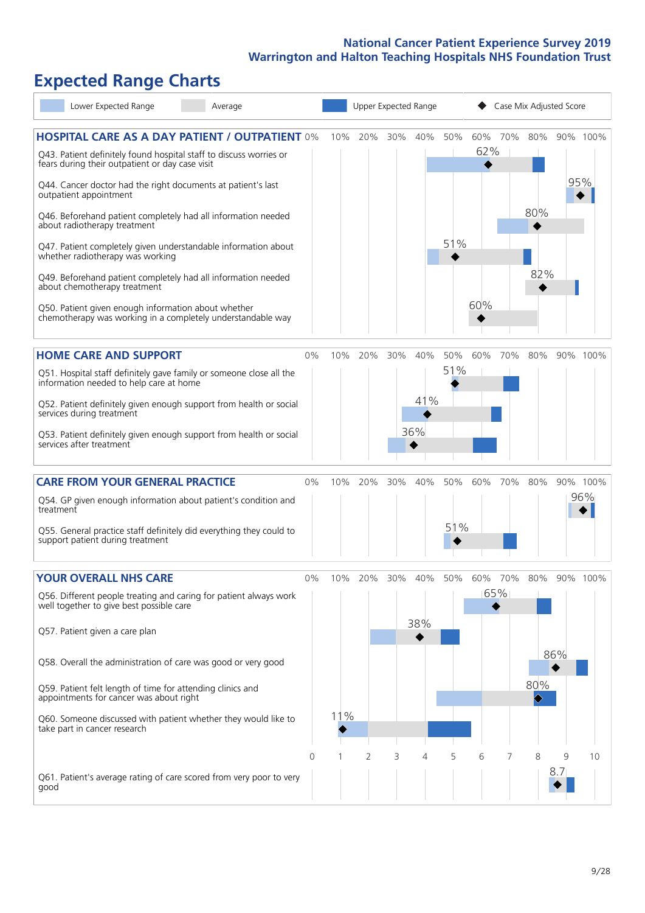# National Cancer Patient Experience Survey 2019
## Warrington and Halton Teaching Hospitals NHS Foundation Trust

# Expected Range Charts

Legend: Lower Expected Range | Average | Upper Expected Range | Case Mix Adjusted Score

## HOSPITAL CARE AS A DAY PATIENT / OUTPATIENT

| Question | Case Mix Adjusted Score |
|---|---|
| Q43. Patient definitely found hospital staff to discuss worries or fears during their outpatient or day case visit | 62% |
| Q44. Cancer doctor had the right documents at patient's last outpatient appointment | 95% |
| Q46. Beforehand patient completely had all information needed about radiotherapy treatment | 80% |
| Q47. Patient completely given understandable information about whether radiotherapy was working | 51% |
| Q49. Beforehand patient completely had all information needed about chemotherapy treatment | 82% |
| Q50. Patient given enough information about whether chemotherapy was working in a completely understandable way | 60% |

## HOME CARE AND SUPPORT

| Question | Case Mix Adjusted Score |
|---|---|
| Q51. Hospital staff definitely gave family or someone close all the information needed to help care at home | 51% |
| Q52. Patient definitely given enough support from health or social services during treatment | 41% |
| Q53. Patient definitely given enough support from health or social services after treatment | 36% |

## CARE FROM YOUR GENERAL PRACTICE

| Question | Case Mix Adjusted Score |
|---|---|
| Q54. GP given enough information about patient's condition and treatment | 96% |
| Q55. General practice staff definitely did everything they could to support patient during treatment | 51% |

## YOUR OVERALL NHS CARE

| Question | Case Mix Adjusted Score |
|---|---|
| Q56. Different people treating and caring for patient always work well together to give best possible care | 65% |
| Q57. Patient given a care plan | 38% |
| Q58. Overall the administration of care was good or very good | 86% |
| Q59. Patient felt length of time for attending clinics and appointments for cancer was about right | 80% |
| Q60. Someone discussed with patient whether they would like to take part in cancer research | 11% |
| Q61. Patient's average rating of care scored from very poor to very good | 8.7 |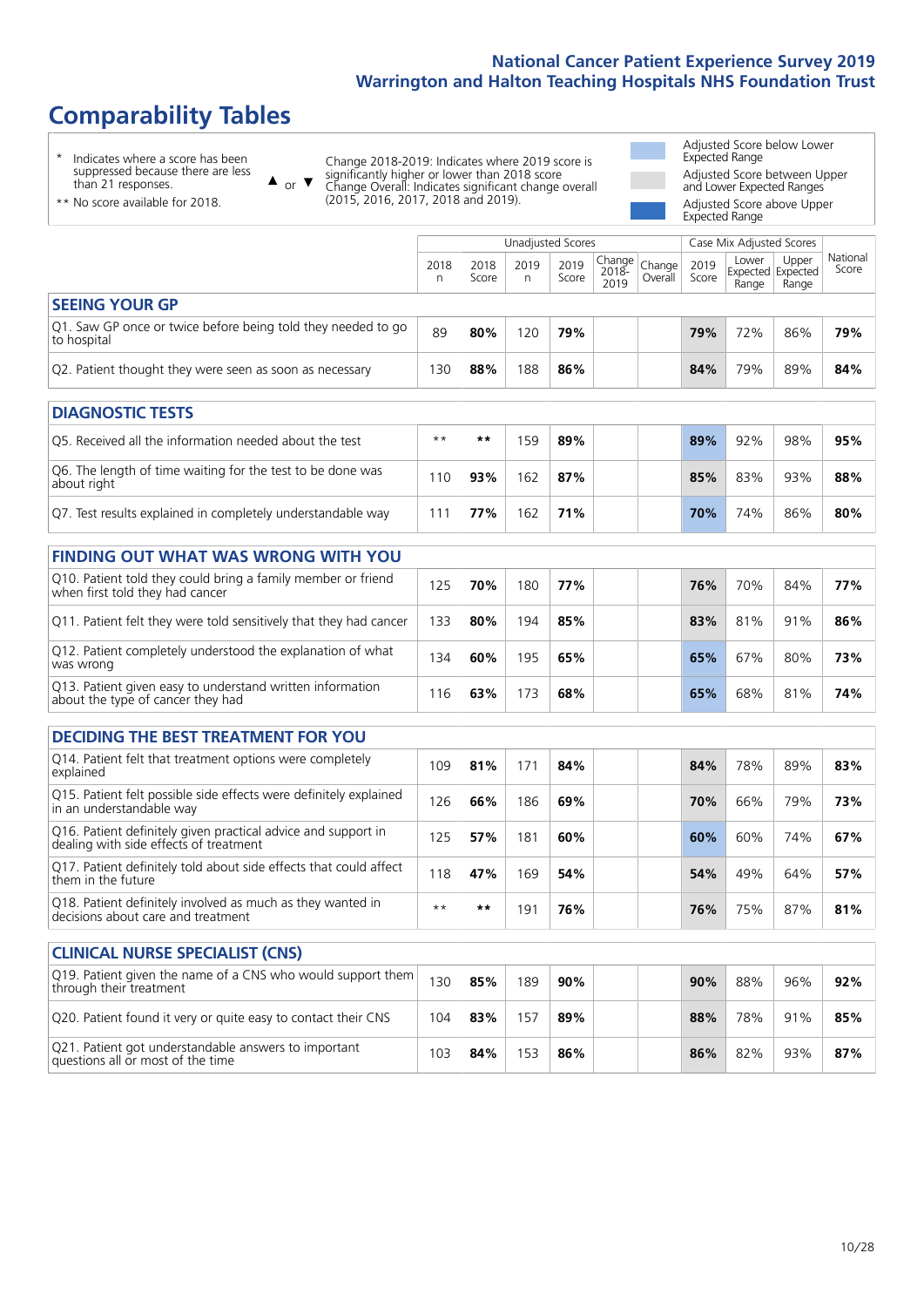# Comparability Tables

\* Indicates where a score has been suppressed because there are less than 21 responses.

** No score available for 2018.

▲ or ▼ Change 2018-2019: Indicates where 2019 score is significantly higher or lower than 2018 score Change Overall: Indicates significant change overall (2015, 2016, 2017, 2018 and 2019).

Adjusted Score below Lower Expected Range

Adjusted Score between Upper and Lower Expected Ranges

Adjusted Score above Upper Expected Range

| | Unadjusted Scores | | | | | | Case Mix Adjusted Scores | | | |
|---|---|---|---|---|---|---|---|---|---|---|
| | 2018 n | 2018 Score | 2019 n | 2019 Score | Change 2018-2019 | Change Overall | 2019 Score | Lower Expected Range | Upper Expected Range | National Score |
| **SEEING YOUR GP** | | | | | | | | | | |
| Q1. Saw GP once or twice before being told they needed to go to hospital | 89 | **80%** | 120 | **79%** | | | **79%** | 72% | 86% | **79%** |
| Q2. Patient thought they were seen as soon as necessary | 130 | **88%** | 188 | **86%** | | | **84%** | 79% | 89% | **84%** |
| **DIAGNOSTIC TESTS** | | | | | | | | | | |
| Q5. Received all the information needed about the test | ** | ** | 159 | **89%** | | | **89%** | 92% | 98% | **95%** |
| Q6. The length of time waiting for the test to be done was about right | 110 | **93%** | 162 | **87%** | | | **85%** | 83% | 93% | **88%** |
| Q7. Test results explained in completely understandable way | 111 | **77%** | 162 | **71%** | | | **70%** | 74% | 86% | **80%** |
| **FINDING OUT WHAT WAS WRONG WITH YOU** | | | | | | | | | | |
| Q10. Patient told they could bring a family member or friend when first told they had cancer | 125 | **70%** | 180 | **77%** | | | **76%** | 70% | 84% | **77%** |
| Q11. Patient felt they were told sensitively that they had cancer | 133 | **80%** | 194 | **85%** | | | **83%** | 81% | 91% | **86%** |
| Q12. Patient completely understood the explanation of what was wrong | 134 | **60%** | 195 | **65%** | | | **65%** | 67% | 80% | **73%** |
| Q13. Patient given easy to understand written information about the type of cancer they had | 116 | **63%** | 173 | **68%** | | | **65%** | 68% | 81% | **74%** |
| **DECIDING THE BEST TREATMENT FOR YOU** | | | | | | | | | | |
| Q14. Patient felt that treatment options were completely explained | 109 | **81%** | 171 | **84%** | | | **84%** | 78% | 89% | **83%** |
| Q15. Patient felt possible side effects were definitely explained in an understandable way | 126 | **66%** | 186 | **69%** | | | **70%** | 66% | 79% | **73%** |
| Q16. Patient definitely given practical advice and support in dealing with side effects of treatment | 125 | **57%** | 181 | **60%** | | | **60%** | 60% | 74% | **67%** |
| Q17. Patient definitely told about side effects that could affect them in the future | 118 | **47%** | 169 | **54%** | | | **54%** | 49% | 64% | **57%** |
| Q18. Patient definitely involved as much as they wanted in decisions about care and treatment | ** | ** | 191 | **76%** | | | **76%** | 75% | 87% | **81%** |
| **CLINICAL NURSE SPECIALIST (CNS)** | | | | | | | | | | |
| Q19. Patient given the name of a CNS who would support them through their treatment | 130 | **85%** | 189 | **90%** | | | **90%** | 88% | 96% | **92%** |
| Q20. Patient found it very or quite easy to contact their CNS | 104 | **83%** | 157 | **89%** | | | **88%** | 78% | 91% | **85%** |
| Q21. Patient got understandable answers to important questions all or most of the time | 103 | **84%** | 153 | **86%** | | | **86%** | 82% | 93% | **87%** |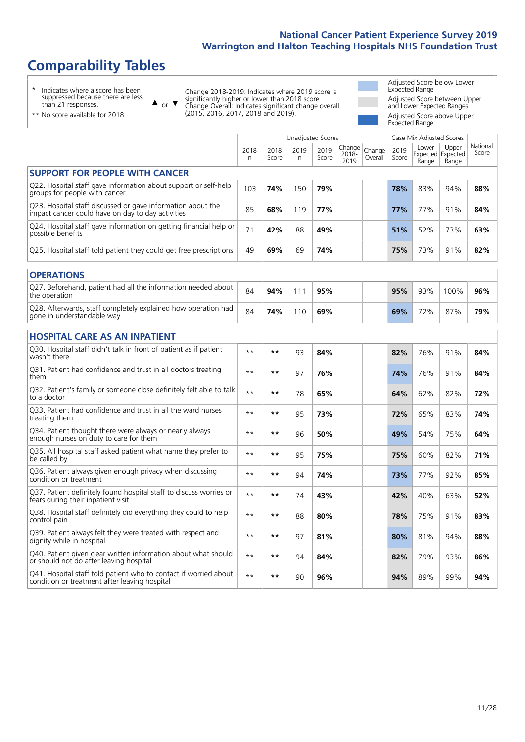# National Cancer Patient Experience Survey 2019
# Warrington and Halton Teaching Hospitals NHS Foundation Trust

## Comparability Tables

- \* Indicates where a score has been suppressed because there are less than 21 responses.
- \*\* No score available for 2018.

▲ or ▼ Change 2018-2019: Indicates where 2019 score is significantly higher or lower than 2018 score. Change Overall: Indicates significant change overall (2015, 2016, 2017, 2018 and 2019).

- Adjusted Score below Lower Expected Range
- Adjusted Score between Upper and Lower Expected Ranges
- Adjusted Score above Upper Expected Range

| | Unadjusted Scores | | | | | | Case Mix Adjusted Scores | | | |
|---|---|---|---|---|---|---|---|---|---|---|
| | 2018 n | 2018 Score | 2019 n | 2019 Score | Change 2018-2019 | Change Overall | 2019 Score | Lower Expected Range | Upper Expected Range | National Score |
| **SUPPORT FOR PEOPLE WITH CANCER** | | | | | | | | | | |
| Q22. Hospital staff gave information about support or self-help groups for people with cancer | 103 | **74%** | 150 | **79%** | | | **78%** | 83% | 94% | **88%** |
| Q23. Hospital staff discussed or gave information about the impact cancer could have on day to day activities | 85 | **68%** | 119 | **77%** | | | **77%** | 77% | 91% | **84%** |
| Q24. Hospital staff gave information on getting financial help or possible benefits | 71 | **42%** | 88 | **49%** | | | **51%** | 52% | 73% | **63%** |
| Q25. Hospital staff told patient they could get free prescriptions | 49 | **69%** | 69 | **74%** | | | **75%** | 73% | 91% | **82%** |
| **OPERATIONS** | | | | | | | | | | |
| Q27. Beforehand, patient had all the information needed about the operation | 84 | **94%** | 111 | **95%** | | | **95%** | 93% | 100% | **96%** |
| Q28. Afterwards, staff completely explained how operation had gone in understandable way | 84 | **74%** | 110 | **69%** | | | **69%** | 72% | 87% | **79%** |
| **HOSPITAL CARE AS AN INPATIENT** | | | | | | | | | | |
| Q30. Hospital staff didn't talk in front of patient as if patient wasn't there | ** | ** | 93 | **84%** | | | **82%** | 76% | 91% | **84%** |
| Q31. Patient had confidence and trust in all doctors treating them | ** | ** | 97 | **76%** | | | **74%** | 76% | 91% | **84%** |
| Q32. Patient's family or someone close definitely felt able to talk to a doctor | ** | ** | 78 | **65%** | | | **64%** | 62% | 82% | **72%** |
| Q33. Patient had confidence and trust in all the ward nurses treating them | ** | ** | 95 | **73%** | | | **72%** | 65% | 83% | **74%** |
| Q34. Patient thought there were always or nearly always enough nurses on duty to care for them | ** | ** | 96 | **50%** | | | **49%** | 54% | 75% | **64%** |
| Q35. All hospital staff asked patient what name they prefer to be called by | ** | ** | 95 | **75%** | | | **75%** | 60% | 82% | **71%** |
| Q36. Patient always given enough privacy when discussing condition or treatment | ** | ** | 94 | **74%** | | | **73%** | 77% | 92% | **85%** |
| Q37. Patient definitely found hospital staff to discuss worries or fears during their inpatient visit | ** | ** | 74 | **43%** | | | **42%** | 40% | 63% | **52%** |
| Q38. Hospital staff definitely did everything they could to help control pain | ** | ** | 88 | **80%** | | | **78%** | 75% | 91% | **83%** |
| Q39. Patient always felt they were treated with respect and dignity while in hospital | ** | ** | 97 | **81%** | | | **80%** | 81% | 94% | **88%** |
| Q40. Patient given clear written information about what should or should not do after leaving hospital | ** | ** | 94 | **84%** | | | **82%** | 79% | 93% | **86%** |
| Q41. Hospital staff told patient who to contact if worried about condition or treatment after leaving hospital | ** | ** | 90 | **96%** | | | **94%** | 89% | 99% | **94%** |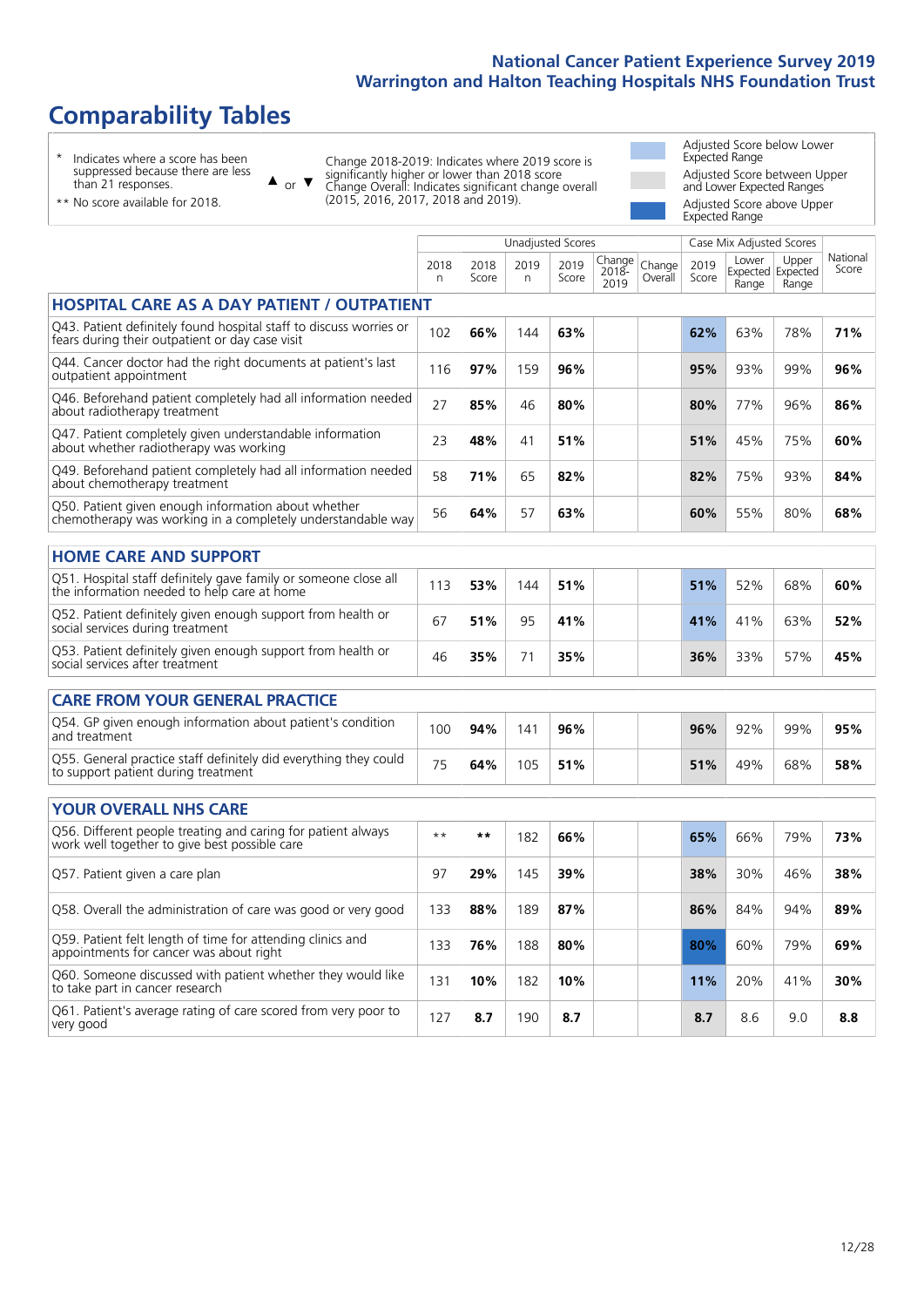## Comparability Tables

\* Indicates where a score has been suppressed because there are less than 21 responses.

\*\* No score available for 2018.

▲ or ▼ Change 2018-2019: Indicates where 2019 score is significantly higher or lower than 2018 score Change Overall: Indicates significant change overall (2015, 2016, 2017, 2018 and 2019).

Adjusted Score below Lower Expected Range

Adjusted Score between Upper and Lower Expected Ranges

Adjusted Score above Upper Expected Range

| | Unadjusted Scores | | | | | | Case Mix Adjusted Scores | | | |
|---|---|---|---|---|---|---|---|---|---|---|
| | 2018 n | 2018 Score | 2019 n | 2019 Score | Change 2018-2019 | Change Overall | 2019 Score | Lower Expected Range | Upper Expected Range | National Score |
| **HOSPITAL CARE AS A DAY PATIENT / OUTPATIENT** | | | | | | | | | | |
| Q43. Patient definitely found hospital staff to discuss worries or fears during their outpatient or day case visit | 102 | **66%** | 144 | **63%** | | | **62%** | 63% | 78% | **71%** |
| Q44. Cancer doctor had the right documents at patient's last outpatient appointment | 116 | **97%** | 159 | **96%** | | | **95%** | 93% | 99% | **96%** |
| Q46. Beforehand patient completely had all information needed about radiotherapy treatment | 27 | **85%** | 46 | **80%** | | | **80%** | 77% | 96% | **86%** |
| Q47. Patient completely given understandable information about whether radiotherapy was working | 23 | **48%** | 41 | **51%** | | | **51%** | 45% | 75% | **60%** |
| Q49. Beforehand patient completely had all information needed about chemotherapy treatment | 58 | **71%** | 65 | **82%** | | | **82%** | 75% | 93% | **84%** |
| Q50. Patient given enough information about whether chemotherapy was working in a completely understandable way | 56 | **64%** | 57 | **63%** | | | **60%** | 55% | 80% | **68%** |
| **HOME CARE AND SUPPORT** | | | | | | | | | | |
| Q51. Hospital staff definitely gave family or someone close all the information needed to help care at home | 113 | **53%** | 144 | **51%** | | | **51%** | 52% | 68% | **60%** |
| Q52. Patient definitely given enough support from health or social services during treatment | 67 | **51%** | 95 | **41%** | | | **41%** | 41% | 63% | **52%** |
| Q53. Patient definitely given enough support from health or social services after treatment | 46 | **35%** | 71 | **35%** | | | **36%** | 33% | 57% | **45%** |
| **CARE FROM YOUR GENERAL PRACTICE** | | | | | | | | | | |
| Q54. GP given enough information about patient's condition and treatment | 100 | **94%** | 141 | **96%** | | | **96%** | 92% | 99% | **95%** |
| Q55. General practice staff definitely did everything they could to support patient during treatment | 75 | **64%** | 105 | **51%** | | | **51%** | 49% | 68% | **58%** |
| **YOUR OVERALL NHS CARE** | | | | | | | | | | |
| Q56. Different people treating and caring for patient always work well together to give best possible care | ** | ** | 182 | **66%** | | | **65%** | 66% | 79% | **73%** |
| Q57. Patient given a care plan | 97 | **29%** | 145 | **39%** | | | **38%** | 30% | 46% | **38%** |
| Q58. Overall the administration of care was good or very good | 133 | **88%** | 189 | **87%** | | | **86%** | 84% | 94% | **89%** |
| Q59. Patient felt length of time for attending clinics and appointments for cancer was about right | 133 | **76%** | 188 | **80%** | | | **80%** | 60% | 79% | **69%** |
| Q60. Someone discussed with patient whether they would like to take part in cancer research | 131 | **10%** | 182 | **10%** | | | **11%** | 20% | 41% | **30%** |
| Q61. Patient's average rating of care scored from very poor to very good | 127 | **8.7** | 190 | **8.7** | | | **8.7** | 8.6 | 9.0 | **8.8** |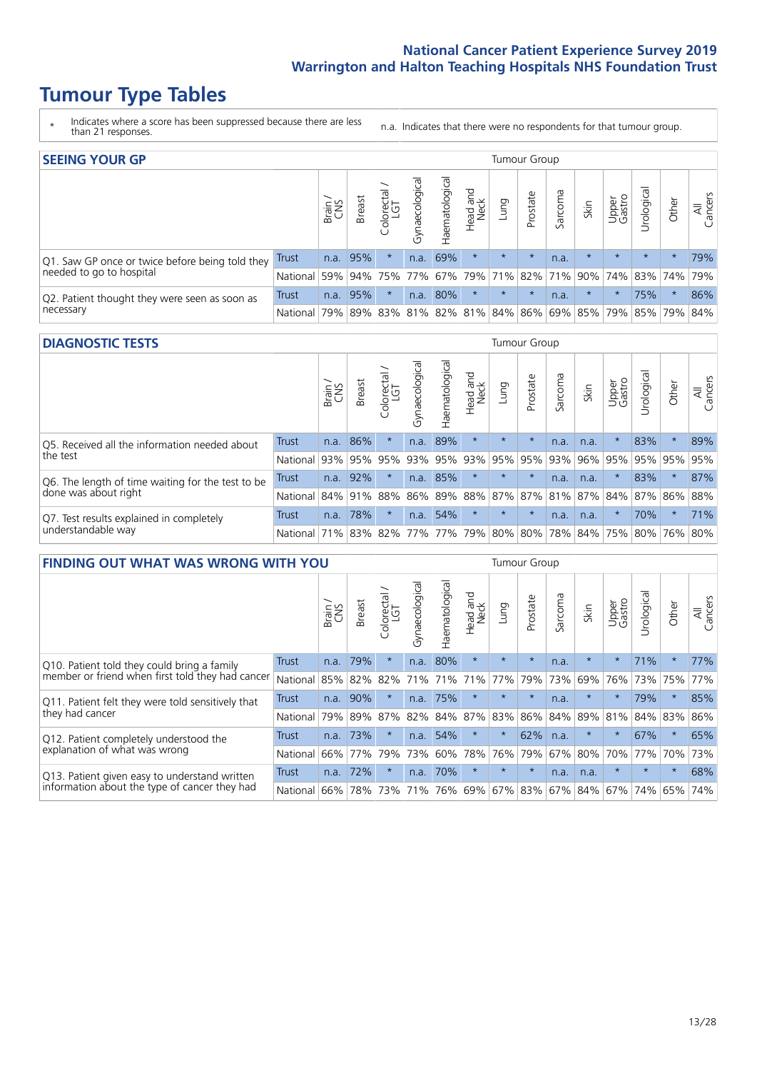# Tumour Type Tables

\* Indicates where a score has been suppressed because there are less than 21 responses.

n.a. Indicates that there were no respondents for that tumour group.

## SEEING YOUR GP

| | | Brain / CNS | Breast | Colorectal / LGT | Gynaecological | Haematological | Head and Neck | Lung | Prostate | Sarcoma | Skin | Upper Gastro | Urological | Other | All Cancers |
|---|---|---|---|---|---|---|---|---|---|---|---|---|---|---|---|
| Q1. Saw GP once or twice before being told they needed to go to hospital | Trust | n.a. | 95% | * | n.a. | 69% | * | * | * | n.a. | * | * | * | * | 79% |
| | National | 59% | 94% | 75% | 77% | 67% | 79% | 71% | 82% | 71% | 90% | 74% | 83% | 74% | 79% |
| Q2. Patient thought they were seen as soon as necessary | Trust | n.a. | 95% | * | n.a. | 80% | * | * | * | n.a. | * | * | 75% | * | 86% |
| | National | 79% | 89% | 83% | 81% | 82% | 81% | 84% | 86% | 69% | 85% | 79% | 85% | 79% | 84% |

## DIAGNOSTIC TESTS

| | | Brain / CNS | Breast | Colorectal / LGT | Gynaecological | Haematological | Head and Neck | Lung | Prostate | Sarcoma | Skin | Upper Gastro | Urological | Other | All Cancers |
|---|---|---|---|---|---|---|---|---|---|---|---|---|---|---|---|
| Q5. Received all the information needed about the test | Trust | n.a. | 86% | * | n.a. | 89% | * | * | * | n.a. | n.a. | * | 83% | * | 89% |
| | National | 93% | 95% | 95% | 93% | 95% | 93% | 95% | 95% | 93% | 96% | 95% | 95% | 95% | 95% |
| Q6. The length of time waiting for the test to be done was about right | Trust | n.a. | 92% | * | n.a. | 85% | * | * | * | n.a. | n.a. | * | 83% | * | 87% |
| | National | 84% | 91% | 88% | 86% | 89% | 88% | 87% | 87% | 81% | 87% | 84% | 87% | 86% | 88% |
| Q7. Test results explained in completely understandable way | Trust | n.a. | 78% | * | n.a. | 54% | * | * | * | n.a. | n.a. | * | 70% | * | 71% |
| | National | 71% | 83% | 82% | 77% | 77% | 79% | 80% | 80% | 78% | 84% | 75% | 80% | 76% | 80% |

## FINDING OUT WHAT WAS WRONG WITH YOU

| | | Brain / CNS | Breast | Colorectal / LGT | Gynaecological | Haematological | Head and Neck | Lung | Prostate | Sarcoma | Skin | Upper Gastro | Urological | Other | All Cancers |
|---|---|---|---|---|---|---|---|---|---|---|---|---|---|---|---|
| Q10. Patient told they could bring a family member or friend when first told they had cancer | Trust | n.a. | 79% | * | n.a. | 80% | * | * | * | n.a. | * | * | 71% | * | 77% |
| | National | 85% | 82% | 82% | 71% | 71% | 71% | 77% | 79% | 73% | 69% | 76% | 73% | 75% | 77% |
| Q11. Patient felt they were told sensitively that they had cancer | Trust | n.a. | 90% | * | n.a. | 75% | * | * | * | n.a. | * | * | 79% | * | 85% |
| | National | 79% | 89% | 87% | 82% | 84% | 87% | 83% | 86% | 84% | 89% | 81% | 84% | 83% | 86% |
| Q12. Patient completely understood the explanation of what was wrong | Trust | n.a. | 73% | * | n.a. | 54% | * | * | 62% | n.a. | * | * | 67% | * | 65% |
| | National | 66% | 77% | 79% | 73% | 60% | 78% | 76% | 79% | 67% | 80% | 70% | 77% | 70% | 73% |
| Q13. Patient given easy to understand written information about the type of cancer they had | Trust | n.a. | 72% | * | n.a. | 70% | * | * | * | n.a. | n.a. | * | * | * | 68% |
| | National | 66% | 78% | 73% | 71% | 76% | 69% | 67% | 83% | 67% | 84% | 67% | 74% | 65% | 74% |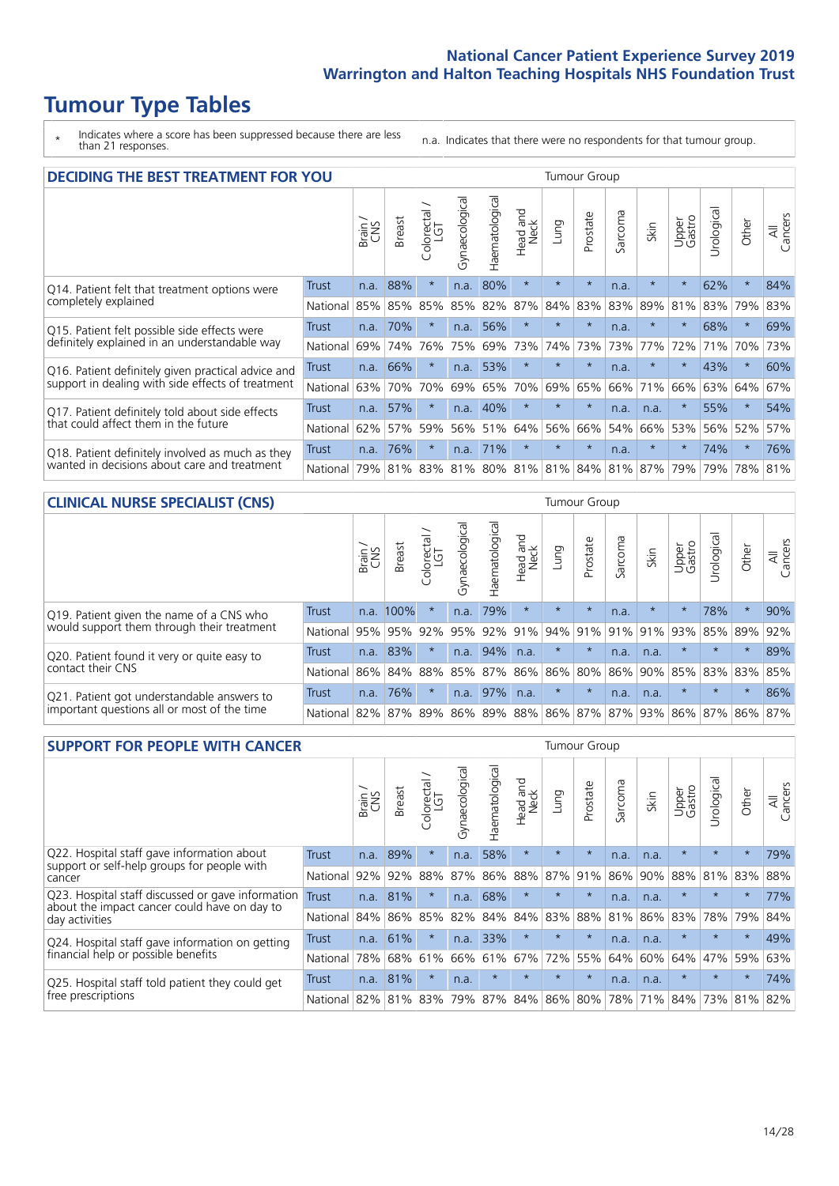# Tumour Type Tables

- \* Indicates where a score has been suppressed because there are less than 21 responses.
- n.a. Indicates that there were no respondents for that tumour group.

## DECIDING THE BEST TREATMENT FOR YOU

| | | Brain / CNS | Breast | Colorectal / LGT | Gynaecological | Haematological | Head and Neck | Lung | Prostate | Sarcoma | Skin | Upper Gastro | Urological | Other | All Cancers |
|---|---|---|---|---|---|---|---|---|---|---|---|---|---|---|---|
| Q14. Patient felt that treatment options were completely explained | Trust | n.a. | 88% | * | n.a. | 80% | * | * | * | n.a. | * | * | 62% | * | 84% |
| | National | 85% | 85% | 85% | 85% | 82% | 87% | 84% | 83% | 83% | 89% | 81% | 83% | 79% | 83% |
| Q15. Patient felt possible side effects were definitely explained in an understandable way | Trust | n.a. | 70% | * | n.a. | 56% | * | * | * | n.a. | * | * | 68% | * | 69% |
| | National | 69% | 74% | 76% | 75% | 69% | 73% | 74% | 73% | 73% | 77% | 72% | 71% | 70% | 73% |
| Q16. Patient definitely given practical advice and support in dealing with side effects of treatment | Trust | n.a. | 66% | * | n.a. | 53% | * | * | * | n.a. | * | * | 43% | * | 60% |
| | National | 63% | 70% | 70% | 69% | 65% | 70% | 69% | 65% | 66% | 71% | 66% | 63% | 64% | 67% |
| Q17. Patient definitely told about side effects that could affect them in the future | Trust | n.a. | 57% | * | n.a. | 40% | * | * | * | n.a. | n.a. | * | 55% | * | 54% |
| | National | 62% | 57% | 59% | 56% | 51% | 64% | 56% | 66% | 54% | 66% | 53% | 56% | 52% | 57% |
| Q18. Patient definitely involved as much as they wanted in decisions about care and treatment | Trust | n.a. | 76% | * | n.a. | 71% | * | * | * | n.a. | * | * | 74% | * | 76% |
| | National | 79% | 81% | 83% | 81% | 80% | 81% | 81% | 84% | 81% | 87% | 79% | 79% | 78% | 81% |

## CLINICAL NURSE SPECIALIST (CNS)

| | | Brain / CNS | Breast | Colorectal / LGT | Gynaecological | Haematological | Head and Neck | Lung | Prostate | Sarcoma | Skin | Upper Gastro | Urological | Other | All Cancers |
|---|---|---|---|---|---|---|---|---|---|---|---|---|---|---|---|
| Q19. Patient given the name of a CNS who would support them through their treatment | Trust | n.a. | 100% | * | n.a. | 79% | * | * | * | n.a. | * | * | 78% | * | 90% |
| | National | 95% | 95% | 92% | 95% | 92% | 91% | 94% | 91% | 91% | 91% | 93% | 85% | 89% | 92% |
| Q20. Patient found it very or quite easy to contact their CNS | Trust | n.a. | 83% | * | n.a. | 94% | n.a. | * | * | n.a. | n.a. | * | * | * | 89% |
| | National | 86% | 84% | 88% | 85% | 87% | 86% | 86% | 80% | 86% | 90% | 85% | 83% | 83% | 85% |
| Q21. Patient got understandable answers to important questions all or most of the time | Trust | n.a. | 76% | * | n.a. | 97% | n.a. | * | * | n.a. | n.a. | * | * | * | 86% |
| | National | 82% | 87% | 89% | 86% | 89% | 88% | 86% | 87% | 87% | 93% | 86% | 87% | 86% | 87% |

## SUPPORT FOR PEOPLE WITH CANCER

| | | Brain / CNS | Breast | Colorectal / LGT | Gynaecological | Haematological | Head and Neck | Lung | Prostate | Sarcoma | Skin | Upper Gastro | Urological | Other | All Cancers |
|---|---|---|---|---|---|---|---|---|---|---|---|---|---|---|---|
| Q22. Hospital staff gave information about support or self-help groups for people with cancer | Trust | n.a. | 89% | * | n.a. | 58% | * | * | * | n.a. | n.a. | * | * | * | 79% |
| | National | 92% | 92% | 88% | 87% | 86% | 88% | 87% | 91% | 86% | 90% | 88% | 81% | 83% | 88% |
| Q23. Hospital staff discussed or gave information about the impact cancer could have on day to day activities | Trust | n.a. | 81% | * | n.a. | 68% | * | * | * | n.a. | n.a. | * | * | * | 77% |
| | National | 84% | 86% | 85% | 82% | 84% | 84% | 83% | 88% | 81% | 86% | 83% | 78% | 79% | 84% |
| Q24. Hospital staff gave information on getting financial help or possible benefits | Trust | n.a. | 61% | * | n.a. | 33% | * | * | * | n.a. | n.a. | * | * | * | 49% |
| | National | 78% | 68% | 61% | 66% | 61% | 67% | 72% | 55% | 64% | 60% | 64% | 47% | 59% | 63% |
| Q25. Hospital staff told patient they could get free prescriptions | Trust | n.a. | 81% | * | n.a. | * | * | * | * | n.a. | n.a. | * | * | * | 74% |
| | National | 82% | 81% | 83% | 79% | 87% | 84% | 86% | 80% | 78% | 71% | 84% | 73% | 81% | 82% |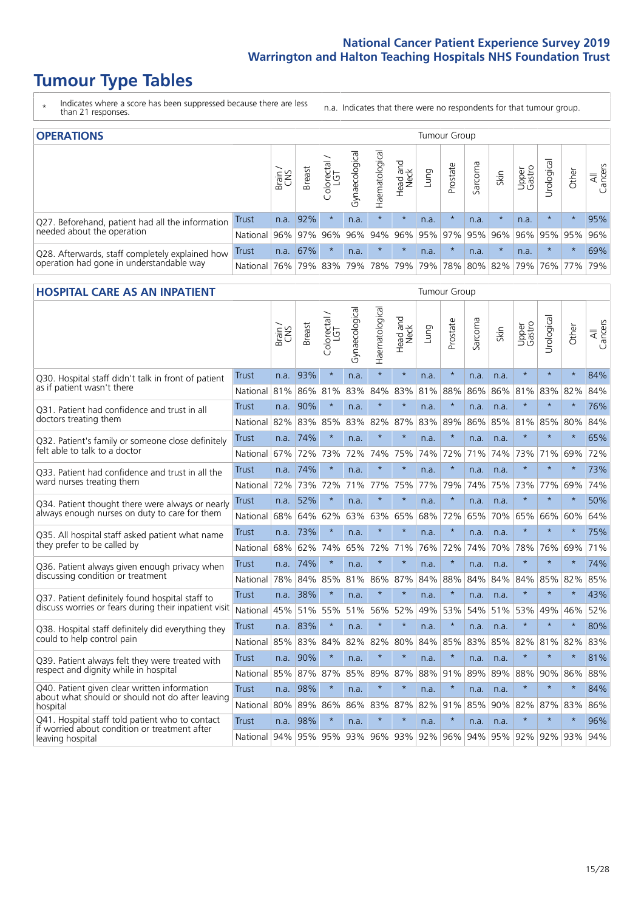# Tumour Type Tables

\* Indicates where a score has been suppressed because there are less than 21 responses.

n.a. Indicates that there were no respondents for that tumour group.

## OPERATIONS

| | | Brain / CNS | Breast | Colorectal / LGT | Gynaecological | Haematological | Head and Neck | Lung | Prostate | Sarcoma | Skin | Upper Gastro | Urological | Other | All Cancers |
|---|---|---|---|---|---|---|---|---|---|---|---|---|---|---|---|
| Q27. Beforehand, patient had all the information needed about the operation | Trust | n.a. | 92% | * | n.a. | * | * | n.a. | * | n.a. | * | n.a. | * | * | 95% |
| | National | 96% | 97% | 96% | 96% | 94% | 96% | 95% | 97% | 95% | 96% | 96% | 95% | 95% | 96% |
| Q28. Afterwards, staff completely explained how operation had gone in understandable way | Trust | n.a. | 67% | * | n.a. | * | * | n.a. | * | n.a. | * | n.a. | * | * | 69% |
| | National | 76% | 79% | 83% | 79% | 78% | 79% | 79% | 78% | 80% | 82% | 79% | 76% | 77% | 79% |

## HOSPITAL CARE AS AN INPATIENT

| | | Brain / CNS | Breast | Colorectal / LGT | Gynaecological | Haematological | Head and Neck | Lung | Prostate | Sarcoma | Skin | Upper Gastro | Urological | Other | All Cancers |
|---|---|---|---|---|---|---|---|---|---|---|---|---|---|---|---|
| Q30. Hospital staff didn't talk in front of patient as if patient wasn't there | Trust | n.a. | 93% | * | n.a. | * | * | n.a. | * | n.a. | n.a. | * | * | * | 84% |
| | National | 81% | 86% | 81% | 83% | 84% | 83% | 81% | 88% | 86% | 86% | 81% | 83% | 82% | 84% |
| Q31. Patient had confidence and trust in all doctors treating them | Trust | n.a. | 90% | * | n.a. | * | * | n.a. | * | n.a. | n.a. | * | * | * | 76% |
| | National | 82% | 83% | 85% | 83% | 82% | 87% | 83% | 89% | 86% | 85% | 81% | 85% | 80% | 84% |
| Q32. Patient's family or someone close definitely felt able to talk to a doctor | Trust | n.a. | 74% | * | n.a. | * | * | n.a. | * | n.a. | n.a. | * | * | * | 65% |
| | National | 67% | 72% | 73% | 72% | 74% | 75% | 74% | 72% | 71% | 74% | 73% | 71% | 69% | 72% |
| Q33. Patient had confidence and trust in all the ward nurses treating them | Trust | n.a. | 74% | * | n.a. | * | * | n.a. | * | n.a. | n.a. | * | * | * | 73% |
| | National | 72% | 73% | 72% | 71% | 77% | 75% | 77% | 79% | 74% | 75% | 73% | 77% | 69% | 74% |
| Q34. Patient thought there were always or nearly always enough nurses on duty to care for them | Trust | n.a. | 52% | * | n.a. | * | * | n.a. | * | n.a. | n.a. | * | * | * | 50% |
| | National | 68% | 64% | 62% | 63% | 63% | 65% | 68% | 72% | 65% | 70% | 65% | 66% | 60% | 64% |
| Q35. All hospital staff asked patient what name they prefer to be called by | Trust | n.a. | 73% | * | n.a. | * | * | n.a. | * | n.a. | n.a. | * | * | * | 75% |
| | National | 68% | 62% | 74% | 65% | 72% | 71% | 76% | 72% | 74% | 70% | 78% | 76% | 69% | 71% |
| Q36. Patient always given enough privacy when discussing condition or treatment | Trust | n.a. | 74% | * | n.a. | * | * | n.a. | * | n.a. | n.a. | * | * | * | 74% |
| | National | 78% | 84% | 85% | 81% | 86% | 87% | 84% | 88% | 84% | 84% | 84% | 85% | 82% | 85% |
| Q37. Patient definitely found hospital staff to discuss worries or fears during their inpatient visit | Trust | n.a. | 38% | * | n.a. | * | * | n.a. | * | n.a. | n.a. | * | * | * | 43% |
| | National | 45% | 51% | 55% | 51% | 56% | 52% | 49% | 53% | 54% | 51% | 53% | 49% | 46% | 52% |
| Q38. Hospital staff definitely did everything they could to help control pain | Trust | n.a. | 83% | * | n.a. | * | * | n.a. | * | n.a. | n.a. | * | * | * | 80% |
| | National | 85% | 83% | 84% | 82% | 82% | 80% | 84% | 85% | 83% | 85% | 82% | 81% | 82% | 83% |
| Q39. Patient always felt they were treated with respect and dignity while in hospital | Trust | n.a. | 90% | * | n.a. | * | * | n.a. | * | n.a. | n.a. | * | * | * | 81% |
| | National | 85% | 87% | 87% | 85% | 89% | 87% | 88% | 91% | 89% | 89% | 88% | 90% | 86% | 88% |
| Q40. Patient given clear written information about what should or should not do after leaving hospital | Trust | n.a. | 98% | * | n.a. | * | * | n.a. | * | n.a. | n.a. | * | * | * | 84% |
| | National | 80% | 89% | 86% | 86% | 83% | 87% | 82% | 91% | 85% | 90% | 82% | 87% | 83% | 86% |
| Q41. Hospital staff told patient who to contact if worried about condition or treatment after leaving hospital | Trust | n.a. | 98% | * | n.a. | * | * | n.a. | * | n.a. | n.a. | * | * | * | 96% |
| | National | 94% | 95% | 95% | 93% | 96% | 93% | 92% | 96% | 94% | 95% | 92% | 92% | 93% | 94% |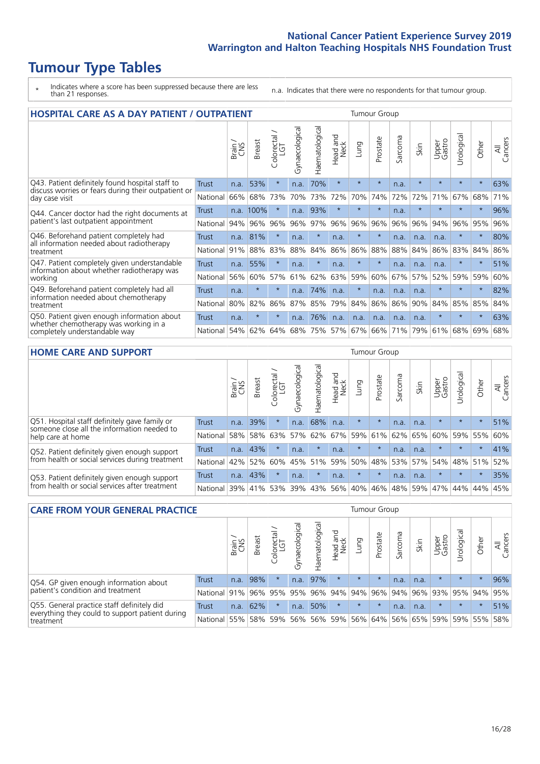# Tumour Type Tables

\* Indicates where a score has been suppressed because there are less than 21 responses.

n.a. Indicates that there were no respondents for that tumour group.

## HOSPITAL CARE AS A DAY PATIENT / OUTPATIENT

| | | Brain / CNS | Breast | Colorectal / LGT | Gynaecological | Haematological | Head and Neck | Lung | Prostate | Sarcoma | Skin | Upper Gastro | Urological | Other | All Cancers |
|---|---|---|---|---|---|---|---|---|---|---|---|---|---|---|---|
| Q43. Patient definitely found hospital staff to discuss worries or fears during their outpatient or day case visit | Trust | n.a. | 53% | * | n.a. | 70% | * | * | * | n.a. | * | * | * | * | 63% |
| | National | 66% | 68% | 73% | 70% | 73% | 72% | 70% | 74% | 72% | 72% | 71% | 67% | 68% | 71% |
| Q44. Cancer doctor had the right documents at patient's last outpatient appointment | Trust | n.a. | 100% | * | n.a. | 93% | * | * | * | n.a. | * | * | * | * | 96% |
| | National | 94% | 96% | 96% | 96% | 97% | 96% | 96% | 96% | 96% | 96% | 94% | 96% | 95% | 96% |
| Q46. Beforehand patient completely had all information needed about radiotherapy treatment | Trust | n.a. | 81% | * | n.a. | * | n.a. | * | * | n.a. | n.a. | n.a. | * | * | 80% |
| | National | 91% | 88% | 83% | 88% | 84% | 86% | 86% | 88% | 88% | 84% | 86% | 83% | 84% | 86% |
| Q47. Patient completely given understandable information about whether radiotherapy was working | Trust | n.a. | 55% | * | n.a. | * | n.a. | * | * | n.a. | n.a. | n.a. | * | * | 51% |
| | National | 56% | 60% | 57% | 61% | 62% | 63% | 59% | 60% | 67% | 57% | 52% | 59% | 59% | 60% |
| Q49. Beforehand patient completely had all information needed about chemotherapy treatment | Trust | n.a. | * | * | n.a. | 74% | n.a. | * | n.a. | n.a. | n.a. | * | * | * | 82% |
| | National | 80% | 82% | 86% | 87% | 85% | 79% | 84% | 86% | 86% | 90% | 84% | 85% | 85% | 84% |
| Q50. Patient given enough information about whether chemotherapy was working in a completely understandable way | Trust | n.a. | * | * | n.a. | 76% | n.a. | n.a. | n.a. | n.a. | n.a. | * | * | * | 63% |
| | National | 54% | 62% | 64% | 68% | 75% | 57% | 67% | 66% | 71% | 79% | 61% | 68% | 69% | 68% |

## HOME CARE AND SUPPORT

| | | Brain / CNS | Breast | Colorectal / LGT | Gynaecological | Haematological | Head and Neck | Lung | Prostate | Sarcoma | Skin | Upper Gastro | Urological | Other | All Cancers |
|---|---|---|---|---|---|---|---|---|---|---|---|---|---|---|---|
| Q51. Hospital staff definitely gave family or someone close all the information needed to help care at home | Trust | n.a. | 39% | * | n.a. | 68% | n.a. | * | * | n.a. | n.a. | * | * | * | 51% |
| | National | 58% | 58% | 63% | 57% | 62% | 67% | 59% | 61% | 62% | 65% | 60% | 59% | 55% | 60% |
| Q52. Patient definitely given enough support from health or social services during treatment | Trust | n.a. | 43% | * | n.a. | * | n.a. | * | * | n.a. | n.a. | * | * | * | 41% |
| | National | 42% | 52% | 60% | 45% | 51% | 59% | 50% | 48% | 53% | 57% | 54% | 48% | 51% | 52% |
| Q53. Patient definitely given enough support from health or social services after treatment | Trust | n.a. | 43% | * | n.a. | * | n.a. | * | * | n.a. | n.a. | * | * | * | 35% |
| | National | 39% | 41% | 53% | 39% | 43% | 56% | 40% | 46% | 48% | 59% | 47% | 44% | 44% | 45% |

## CARE FROM YOUR GENERAL PRACTICE

| | | Brain / CNS | Breast | Colorectal / LGT | Gynaecological | Haematological | Head and Neck | Lung | Prostate | Sarcoma | Skin | Upper Gastro | Urological | Other | All Cancers |
|---|---|---|---|---|---|---|---|---|---|---|---|---|---|---|---|
| Q54. GP given enough information about patient's condition and treatment | Trust | n.a. | 98% | * | n.a. | 97% | * | * | * | n.a. | n.a. | * | * | * | 96% |
| | National | 91% | 96% | 95% | 95% | 96% | 94% | 94% | 96% | 94% | 96% | 93% | 95% | 94% | 95% |
| Q55. General practice staff definitely did everything they could to support patient during treatment | Trust | n.a. | 62% | * | n.a. | 50% | * | * | * | n.a. | n.a. | * | * | * | 51% |
| | National | 55% | 58% | 59% | 56% | 56% | 59% | 56% | 64% | 56% | 65% | 59% | 59% | 55% | 58% |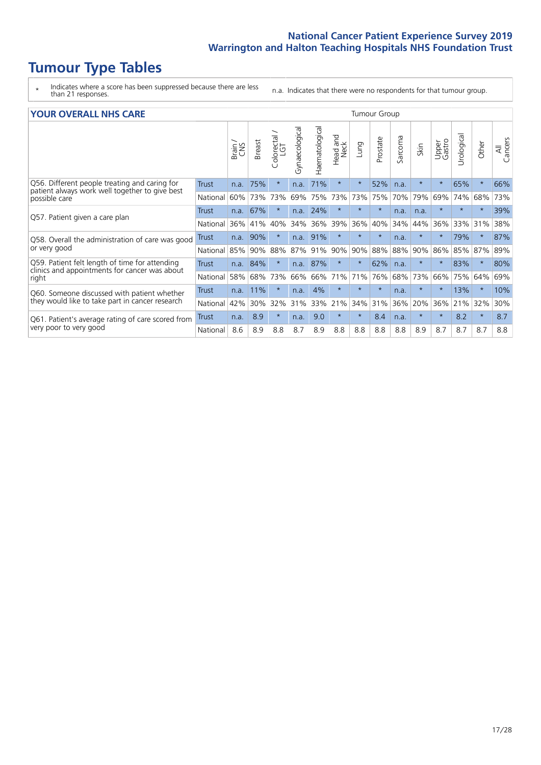# Tumour Type Tables

- \* Indicates where a score has been suppressed because there are less than 21 responses.
- n.a. Indicates that there were no respondents for that tumour group.

## YOUR OVERALL NHS CARE

| | | Brain / CNS | Breast | Colorectal / LGT | Gynaecological | Haematological | Head and Neck | Lung | Prostate | Sarcoma | Skin | Upper Gastro | Urological | Other | All Cancers |
|---|---|---|---|---|---|---|---|---|---|---|---|---|---|---|---|
| Q56. Different people treating and caring for patient always work well together to give best possible care | Trust | n.a. | 75% | * | n.a. | 71% | * | * | 52% | n.a. | * | * | 65% | * | 66% |
| | National | 60% | 73% | 73% | 69% | 75% | 73% | 73% | 75% | 70% | 79% | 69% | 74% | 68% | 73% |
| Q57. Patient given a care plan | Trust | n.a. | 67% | * | n.a. | 24% | * | * | * | n.a. | n.a. | * | * | * | 39% |
| | National | 36% | 41% | 40% | 34% | 36% | 39% | 36% | 40% | 34% | 44% | 36% | 33% | 31% | 38% |
| Q58. Overall the administration of care was good or very good | Trust | n.a. | 90% | * | n.a. | 91% | * | * | * | n.a. | * | * | 79% | * | 87% |
| | National | 85% | 90% | 88% | 87% | 91% | 90% | 90% | 88% | 88% | 90% | 86% | 85% | 87% | 89% |
| Q59. Patient felt length of time for attending clinics and appointments for cancer was about right | Trust | n.a. | 84% | * | n.a. | 87% | * | * | 62% | n.a. | * | * | 83% | * | 80% |
| | National | 58% | 68% | 73% | 66% | 66% | 71% | 71% | 76% | 68% | 73% | 66% | 75% | 64% | 69% |
| Q60. Someone discussed with patient whether they would like to take part in cancer research | Trust | n.a. | 11% | * | n.a. | 4% | * | * | * | n.a. | * | * | 13% | * | 10% |
| | National | 42% | 30% | 32% | 31% | 33% | 21% | 34% | 31% | 36% | 20% | 36% | 21% | 32% | 30% |
| Q61. Patient's average rating of care scored from very poor to very good | Trust | n.a. | 8.9 | * | n.a. | 9.0 | * | * | 8.4 | n.a. | * | * | 8.2 | * | 8.7 |
| | National | 8.6 | 8.9 | 8.8 | 8.7 | 8.9 | 8.8 | 8.8 | 8.8 | 8.8 | 8.9 | 8.7 | 8.7 | 8.7 | 8.8 |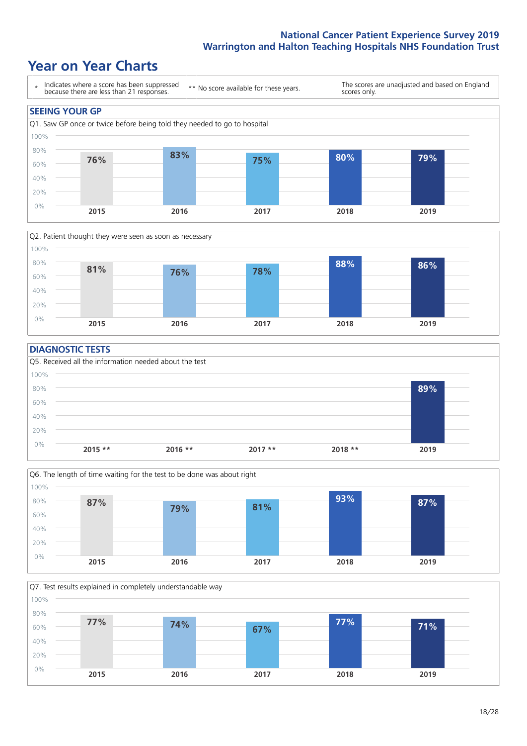# Year on Year Charts

\* Indicates where a score has been suppressed because there are less than 21 responses.

** No score available for these years.

The scores are unadjusted and based on England scores only.

## SEEING YOUR GP

Q1. Saw GP once or twice before being told they needed to go to hospital

| 2015 | 2016 | 2017 | 2018 | 2019 |
|---|---|---|---|---|
| 76% | 83% | 75% | 80% | 79% |

Q2. Patient thought they were seen as soon as necessary

| 2015 | 2016 | 2017 | 2018 | 2019 |
|---|---|---|---|---|
| 81% | 76% | 78% | 88% | 86% |

## DIAGNOSTIC TESTS

Q5. Received all the information needed about the test

| 2015 ** | 2016 ** | 2017 ** | 2018 ** | 2019 |
|---|---|---|---|---|
| | | | | 89% |

Q6. The length of time waiting for the test to be done was about right

| 2015 | 2016 | 2017 | 2018 | 2019 |
|---|---|---|---|---|
| 87% | 79% | 81% | 93% | 87% |

Q7. Test results explained in completely understandable way

| 2015 | 2016 | 2017 | 2018 | 2019 |
|---|---|---|---|---|
| 77% | 74% | 67% | 77% | 71% |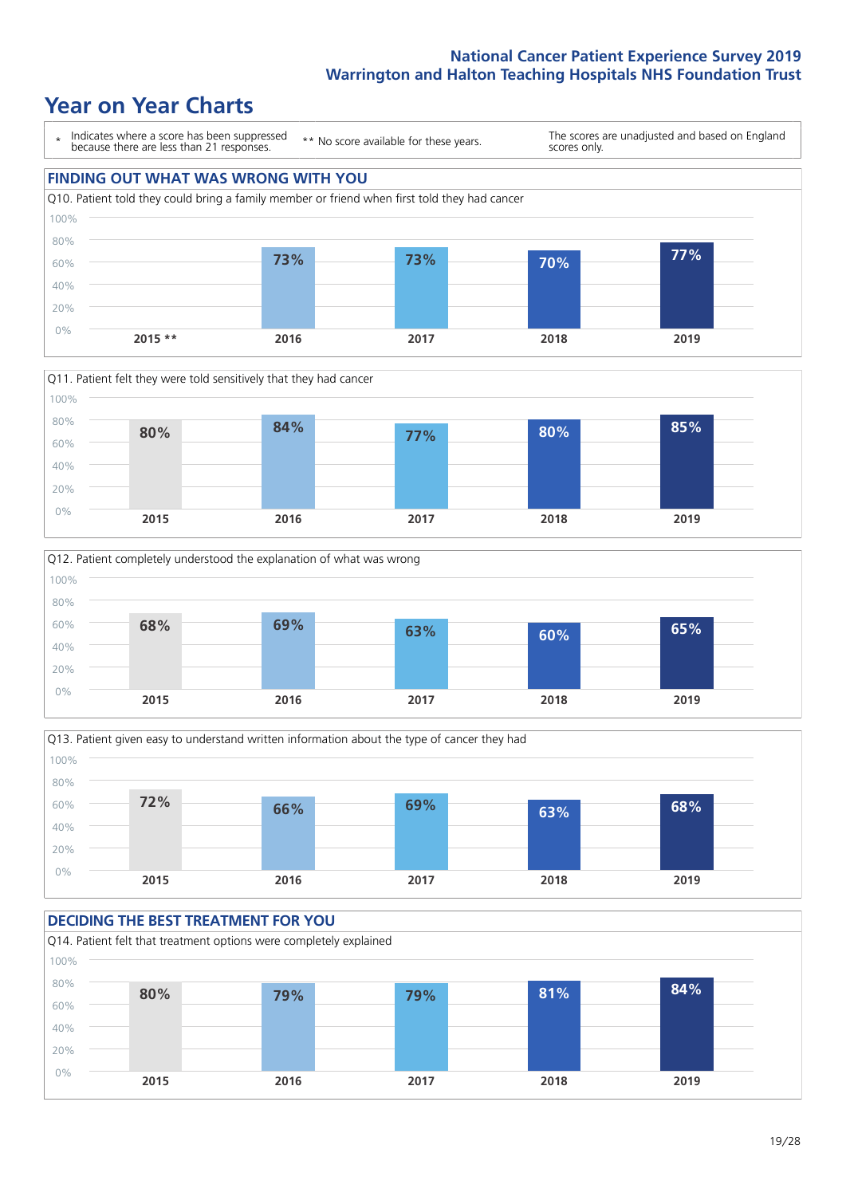National Cancer Patient Experience Survey 2019
Warrington and Halton Teaching Hospitals NHS Foundation Trust

# Year on Year Charts

\* Indicates where a score has been suppressed because there are less than 21 responses. ** No score available for these years. The scores are unadjusted and based on England scores only.

## FINDING OUT WHAT WAS WRONG WITH YOU

Q10. Patient told they could bring a family member or friend when first told they had cancer

| 2015 ** | 2016 | 2017 | 2018 | 2019 |
|---|---|---|---|---|
| | 73% | 73% | 70% | 77% |

Q11. Patient felt they were told sensitively that they had cancer

| 2015 | 2016 | 2017 | 2018 | 2019 |
|---|---|---|---|---|
| 80% | 84% | 77% | 80% | 85% |

Q12. Patient completely understood the explanation of what was wrong

| 2015 | 2016 | 2017 | 2018 | 2019 |
|---|---|---|---|---|
| 68% | 69% | 63% | 60% | 65% |

Q13. Patient given easy to understand written information about the type of cancer they had

| 2015 | 2016 | 2017 | 2018 | 2019 |
|---|---|---|---|---|
| 72% | 66% | 69% | 63% | 68% |

## DECIDING THE BEST TREATMENT FOR YOU

Q14. Patient felt that treatment options were completely explained

| 2015 | 2016 | 2017 | 2018 | 2019 |
|---|---|---|---|---|
| 80% | 79% | 79% | 81% | 84% |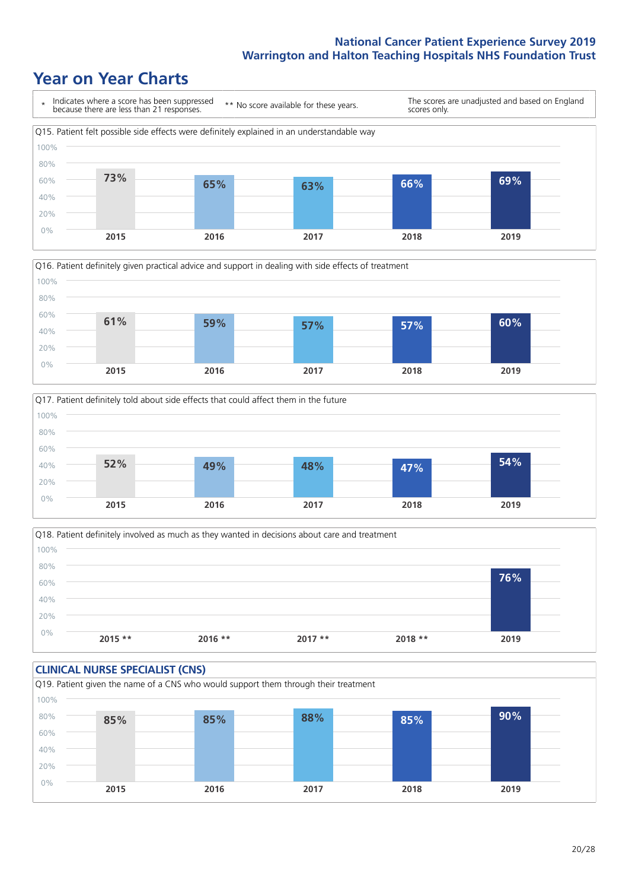# Year on Year Charts

\* Indicates where a score has been suppressed because there are less than 21 responses. ** No score available for these years. The scores are unadjusted and based on England scores only.

Q15. Patient felt possible side effects were definitely explained in an understandable way

| 2015 | 2016 | 2017 | 2018 | 2019 |
|---|---|---|---|---|
| 73% | 65% | 63% | 66% | 69% |

Q16. Patient definitely given practical advice and support in dealing with side effects of treatment

| 2015 | 2016 | 2017 | 2018 | 2019 |
|---|---|---|---|---|
| 61% | 59% | 57% | 57% | 60% |

Q17. Patient definitely told about side effects that could affect them in the future

| 2015 | 2016 | 2017 | 2018 | 2019 |
|---|---|---|---|---|
| 52% | 49% | 48% | 47% | 54% |

Q18. Patient definitely involved as much as they wanted in decisions about care and treatment

| 2015 ** | 2016 ** | 2017 ** | 2018 ** | 2019 |
|---|---|---|---|---|
| | | | | 76% |

## CLINICAL NURSE SPECIALIST (CNS)

Q19. Patient given the name of a CNS who would support them through their treatment

| 2015 | 2016 | 2017 | 2018 | 2019 |
|---|---|---|---|---|
| 85% | 85% | 88% | 85% | 90% |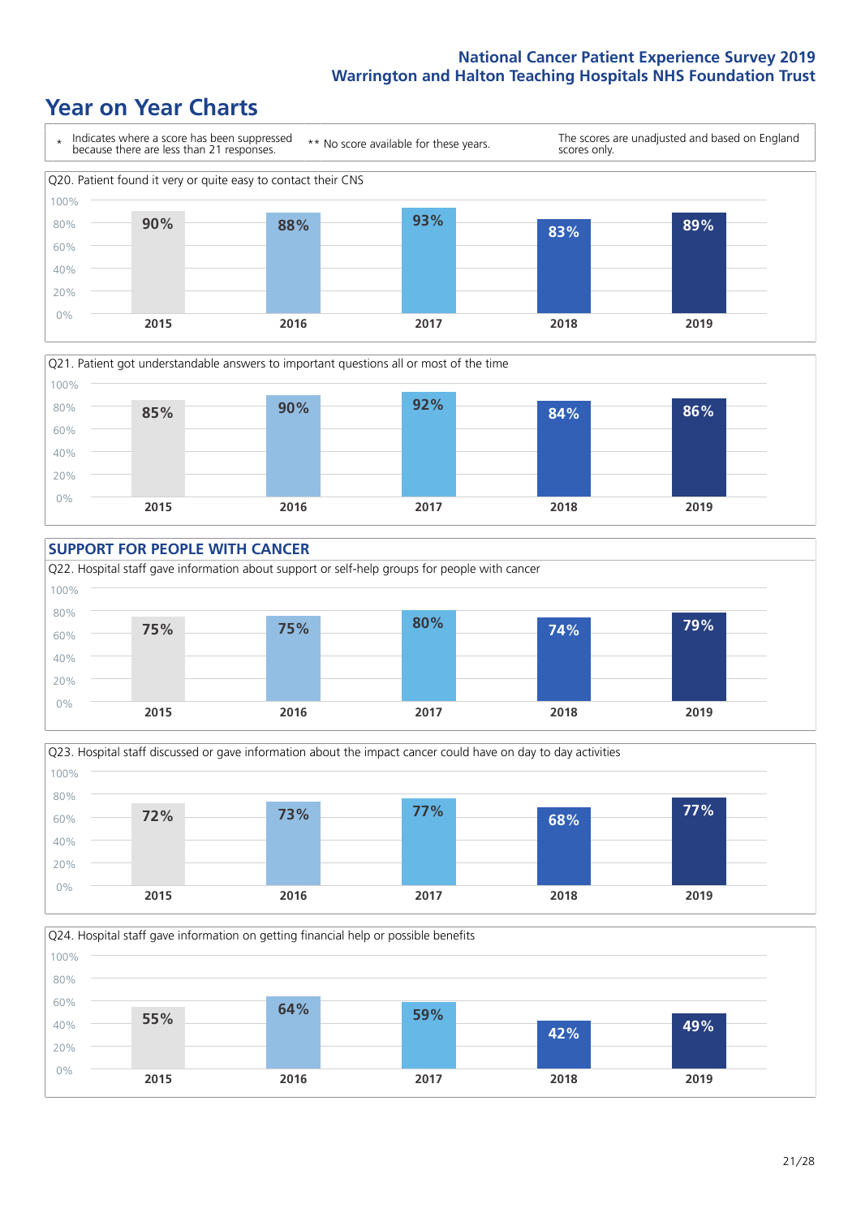# Year on Year Charts

\* Indicates where a score has been suppressed because there are less than 21 responses.

\*\* No score available for these years.

The scores are unadjusted and based on England scores only.

**Q20. Patient found it very or quite easy to contact their CNS**

| 2015 | 2016 | 2017 | 2018 | 2019 |
|---|---|---|---|---|
| 90% | 88% | 93% | 83% | 89% |

**Q21. Patient got understandable answers to important questions all or most of the time**

| 2015 | 2016 | 2017 | 2018 | 2019 |
|---|---|---|---|---|
| 85% | 90% | 92% | 84% | 86% |

## SUPPORT FOR PEOPLE WITH CANCER

**Q22. Hospital staff gave information about support or self-help groups for people with cancer**

| 2015 | 2016 | 2017 | 2018 | 2019 |
|---|---|---|---|---|
| 75% | 75% | 80% | 74% | 79% |

**Q23. Hospital staff discussed or gave information about the impact cancer could have on day to day activities**

| 2015 | 2016 | 2017 | 2018 | 2019 |
|---|---|---|---|---|
| 72% | 73% | 77% | 68% | 77% |

**Q24. Hospital staff gave information on getting financial help or possible benefits**

| 2015 | 2016 | 2017 | 2018 | 2019 |
|---|---|---|---|---|
| 55% | 64% | 59% | 42% | 49% |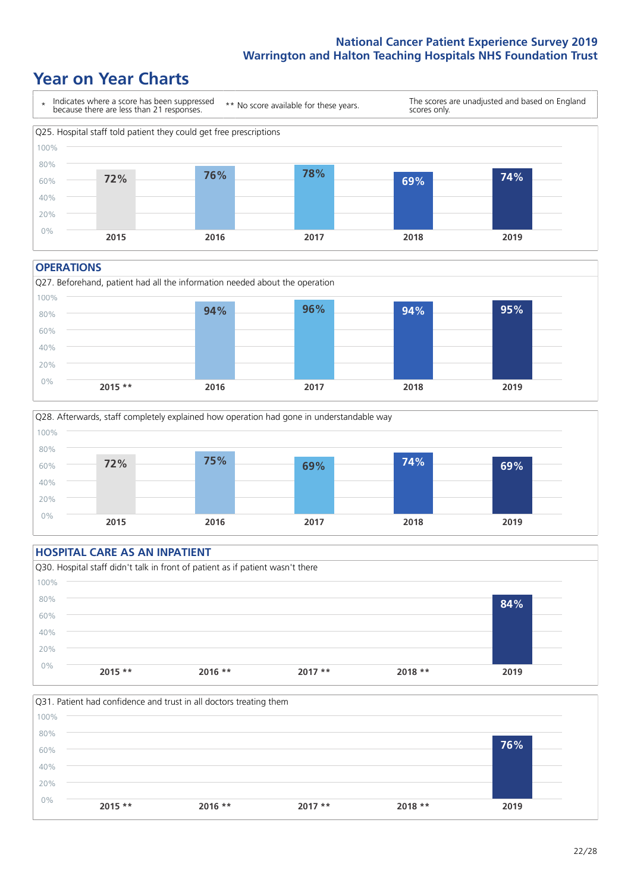# Year on Year Charts

\* Indicates where a score has been suppressed because there are less than 21 responses. ** No score available for these years. The scores are unadjusted and based on England scores only.

Q25. Hospital staff told patient they could get free prescriptions

| 2015 | 2016 | 2017 | 2018 | 2019 |
|---|---|---|---|---|
| 72% | 76% | 78% | 69% | 74% |

## OPERATIONS

Q27. Beforehand, patient had all the information needed about the operation

| 2015 ** | 2016 | 2017 | 2018 | 2019 |
|---|---|---|---|---|
| | 94% | 96% | 94% | 95% |

Q28. Afterwards, staff completely explained how operation had gone in understandable way

| 2015 | 2016 | 2017 | 2018 | 2019 |
|---|---|---|---|---|
| 72% | 75% | 69% | 74% | 69% |

## HOSPITAL CARE AS AN INPATIENT

Q30. Hospital staff didn't talk in front of patient as if patient wasn't there

| 2015 ** | 2016 ** | 2017 ** | 2018 ** | 2019 |
|---|---|---|---|---|
| | | | | 84% |

Q31. Patient had confidence and trust in all doctors treating them

| 2015 ** | 2016 ** | 2017 ** | 2018 ** | 2019 |
|---|---|---|---|---|
| | | | | 76% |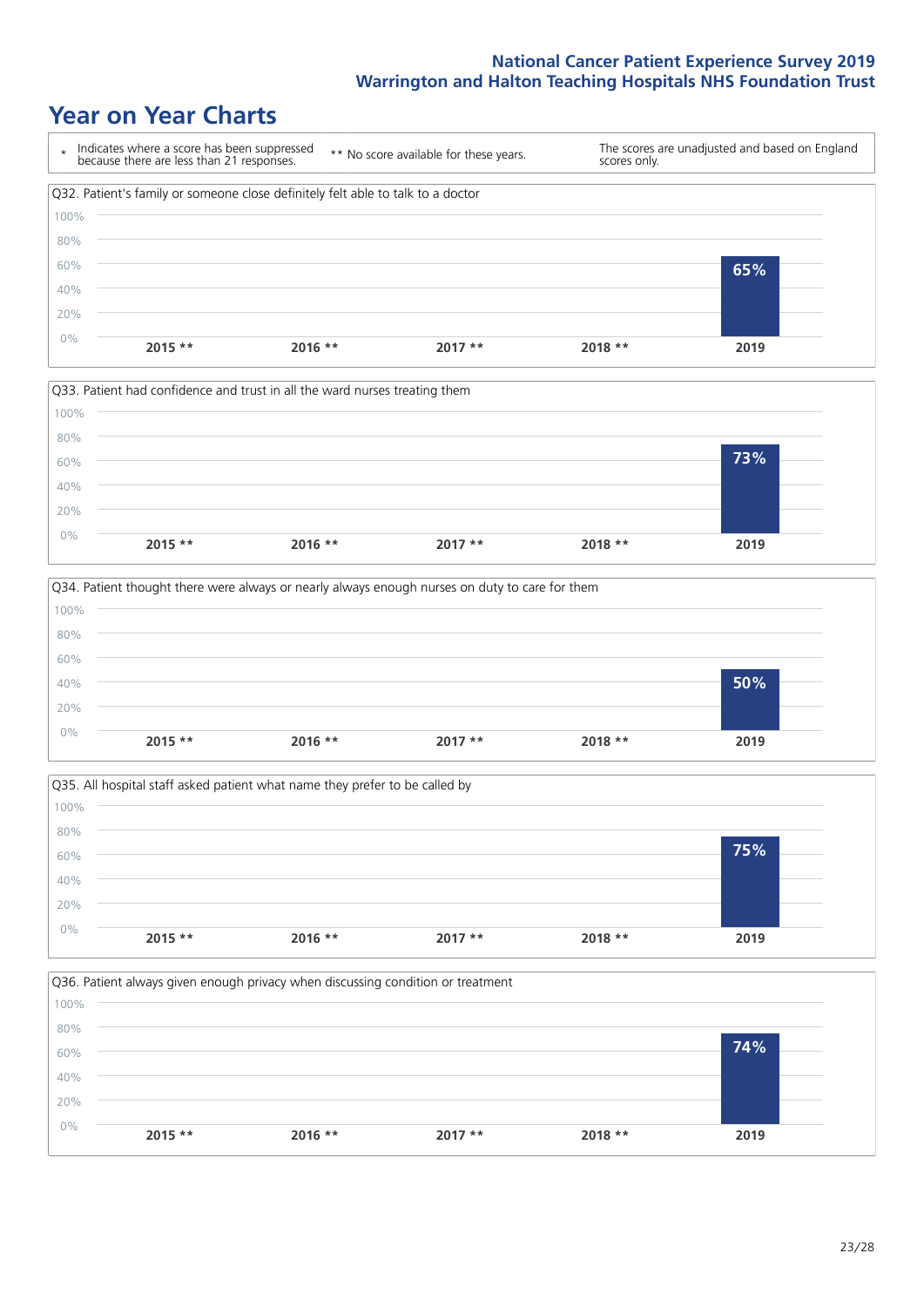# Year on Year Charts

\* Indicates where a score has been suppressed because there are less than 21 responses.

** No score available for these years.

The scores are unadjusted and based on England scores only.

Q32. Patient's family or someone close definitely felt able to talk to a doctor

| 2015 ** | 2016 ** | 2017 ** | 2018 ** | 2019 |
|---|---|---|---|---|
| | | | | 65% |

Q33. Patient had confidence and trust in all the ward nurses treating them

| 2015 ** | 2016 ** | 2017 ** | 2018 ** | 2019 |
|---|---|---|---|---|
| | | | | 73% |

Q34. Patient thought there were always or nearly always enough nurses on duty to care for them

| 2015 ** | 2016 ** | 2017 ** | 2018 ** | 2019 |
|---|---|---|---|---|
| | | | | 50% |

Q35. All hospital staff asked patient what name they prefer to be called by

| 2015 ** | 2016 ** | 2017 ** | 2018 ** | 2019 |
|---|---|---|---|---|
| | | | | 75% |

Q36. Patient always given enough privacy when discussing condition or treatment

| 2015 ** | 2016 ** | 2017 ** | 2018 ** | 2019 |
|---|---|---|---|---|
| | | | | 74% |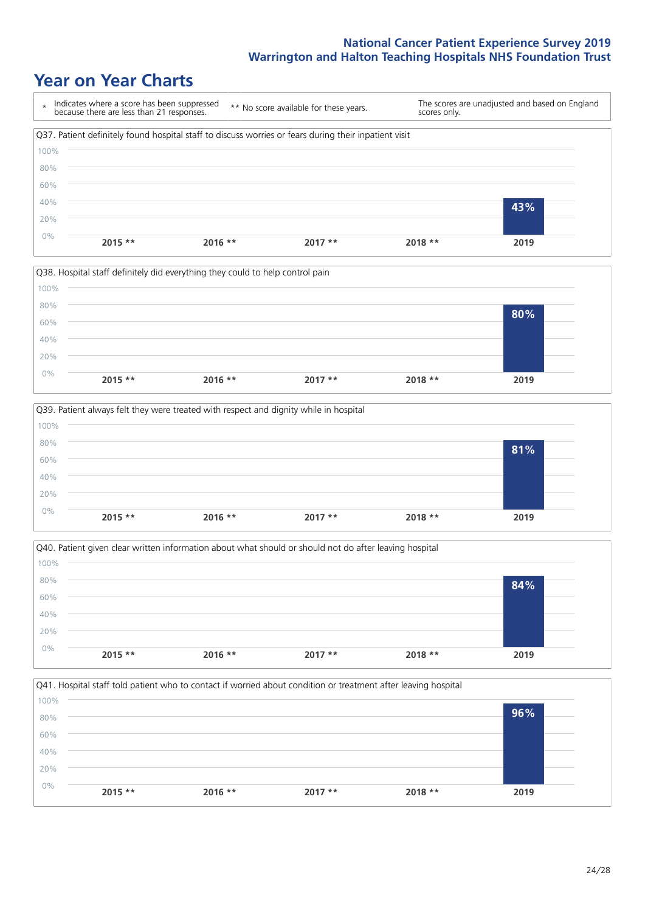# Year on Year Charts

\* Indicates where a score has been suppressed because there are less than 21 responses.

\*\* No score available for these years.

The scores are unadjusted and based on England scores only.

Q37. Patient definitely found hospital staff to discuss worries or fears during their inpatient visit

| 2015 ** | 2016 ** | 2017 ** | 2018 ** | 2019 |
|---|---|---|---|---|
| | | | | 43% |

Q38. Hospital staff definitely did everything they could to help control pain

| 2015 ** | 2016 ** | 2017 ** | 2018 ** | 2019 |
|---|---|---|---|---|
| | | | | 80% |

Q39. Patient always felt they were treated with respect and dignity while in hospital

| 2015 ** | 2016 ** | 2017 ** | 2018 ** | 2019 |
|---|---|---|---|---|
| | | | | 81% |

Q40. Patient given clear written information about what should or should not do after leaving hospital

| 2015 ** | 2016 ** | 2017 ** | 2018 ** | 2019 |
|---|---|---|---|---|
| | | | | 84% |

Q41. Hospital staff told patient who to contact if worried about condition or treatment after leaving hospital

| 2015 ** | 2016 ** | 2017 ** | 2018 ** | 2019 |
|---|---|---|---|---|
| | | | | 96% |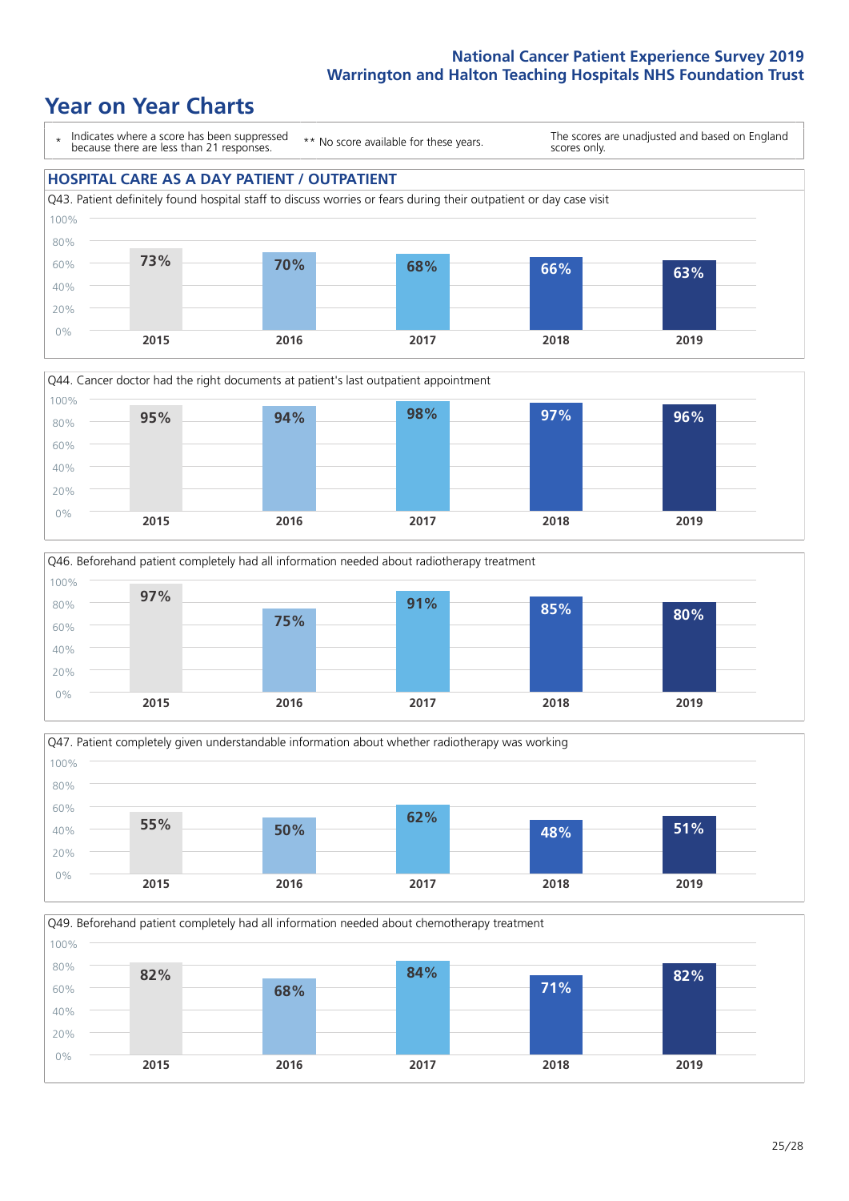# Year on Year Charts

\* Indicates where a score has been suppressed because there are less than 21 responses.

\*\* No score available for these years.

The scores are unadjusted and based on England scores only.

## HOSPITAL CARE AS A DAY PATIENT / OUTPATIENT

Q43. Patient definitely found hospital staff to discuss worries or fears during their outpatient or day case visit

| 2015 | 2016 | 2017 | 2018 | 2019 |
|---|---|---|---|---|
| 73% | 70% | 68% | 66% | 63% |

Q44. Cancer doctor had the right documents at patient's last outpatient appointment

| 2015 | 2016 | 2017 | 2018 | 2019 |
|---|---|---|---|---|
| 95% | 94% | 98% | 97% | 96% |

Q46. Beforehand patient completely had all information needed about radiotherapy treatment

| 2015 | 2016 | 2017 | 2018 | 2019 |
|---|---|---|---|---|
| 97% | 75% | 91% | 85% | 80% |

Q47. Patient completely given understandable information about whether radiotherapy was working

| 2015 | 2016 | 2017 | 2018 | 2019 |
|---|---|---|---|---|
| 55% | 50% | 62% | 48% | 51% |

Q49. Beforehand patient completely had all information needed about chemotherapy treatment

| 2015 | 2016 | 2017 | 2018 | 2019 |
|---|---|---|---|---|
| 82% | 68% | 84% | 71% | 82% |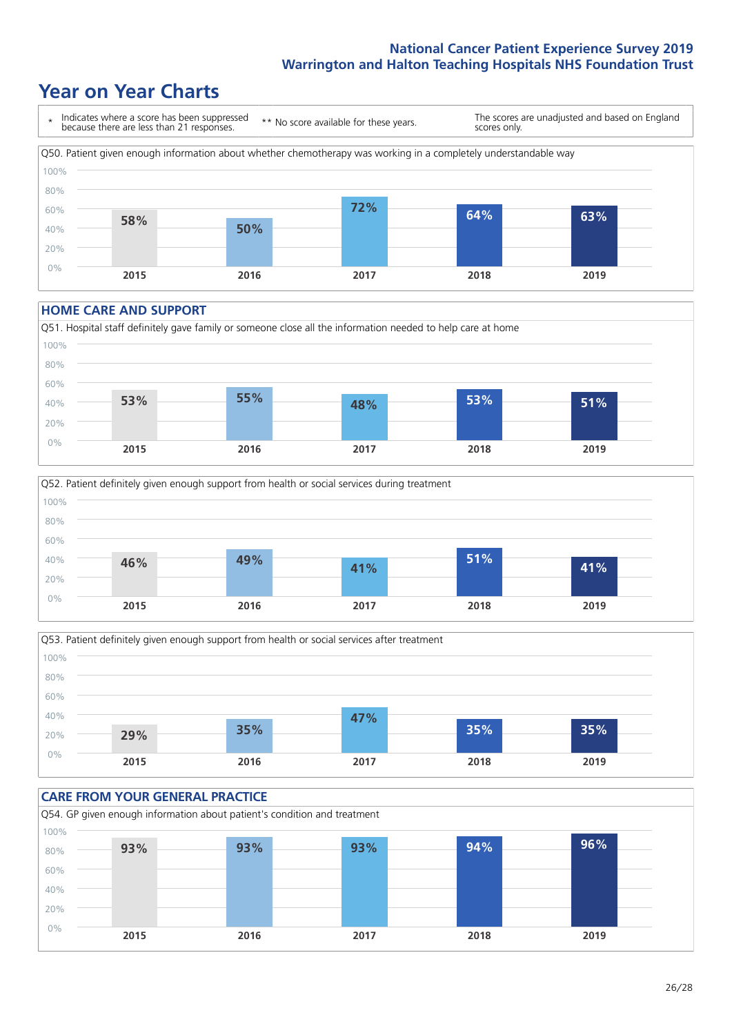## Year on Year Charts

\* Indicates where a score has been suppressed because there are less than 21 responses.

\*\* No score available for these years.

The scores are unadjusted and based on England scores only.

Q50. Patient given enough information about whether chemotherapy was working in a completely understandable way

| 2015 | 2016 | 2017 | 2018 | 2019 |
|---|---|---|---|---|
| 58% | 50% | 72% | 64% | 63% |

### HOME CARE AND SUPPORT

Q51. Hospital staff definitely gave family or someone close all the information needed to help care at home

| 2015 | 2016 | 2017 | 2018 | 2019 |
|---|---|---|---|---|
| 53% | 55% | 48% | 53% | 51% |

Q52. Patient definitely given enough support from health or social services during treatment

| 2015 | 2016 | 2017 | 2018 | 2019 |
|---|---|---|---|---|
| 46% | 49% | 41% | 51% | 41% |

Q53. Patient definitely given enough support from health or social services after treatment

| 2015 | 2016 | 2017 | 2018 | 2019 |
|---|---|---|---|---|
| 29% | 35% | 47% | 35% | 35% |

### CARE FROM YOUR GENERAL PRACTICE

Q54. GP given enough information about patient's condition and treatment

| 2015 | 2016 | 2017 | 2018 | 2019 |
|---|---|---|---|---|
| 93% | 93% | 93% | 94% | 96% |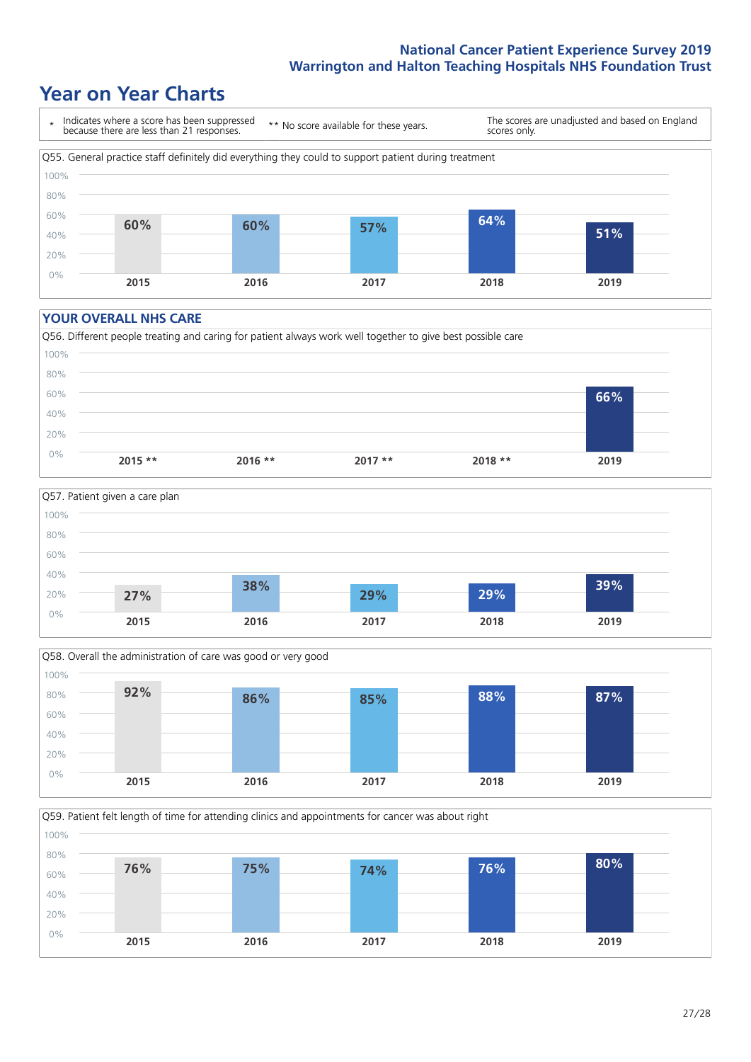# Year on Year Charts

\* Indicates where a score has been suppressed because there are less than 21 responses.

\*\* No score available for these years.

The scores are unadjusted and based on England scores only.

Q55. General practice staff definitely did everything they could to support patient during treatment

| 2015 | 2016 | 2017 | 2018 | 2019 |
|---|---|---|---|---|
| 60% | 60% | 57% | 64% | 51% |

## YOUR OVERALL NHS CARE

Q56. Different people treating and caring for patient always work well together to give best possible care

| 2015 ** | 2016 ** | 2017 ** | 2018 ** | 2019 |
|---|---|---|---|---|
| | | | | 66% |

Q57. Patient given a care plan

| 2015 | 2016 | 2017 | 2018 | 2019 |
|---|---|---|---|---|
| 27% | 38% | 29% | 29% | 39% |

Q58. Overall the administration of care was good or very good

| 2015 | 2016 | 2017 | 2018 | 2019 |
|---|---|---|---|---|
| 92% | 86% | 85% | 88% | 87% |

Q59. Patient felt length of time for attending clinics and appointments for cancer was about right

| 2015 | 2016 | 2017 | 2018 | 2019 |
|---|---|---|---|---|
| 76% | 75% | 74% | 76% | 80% |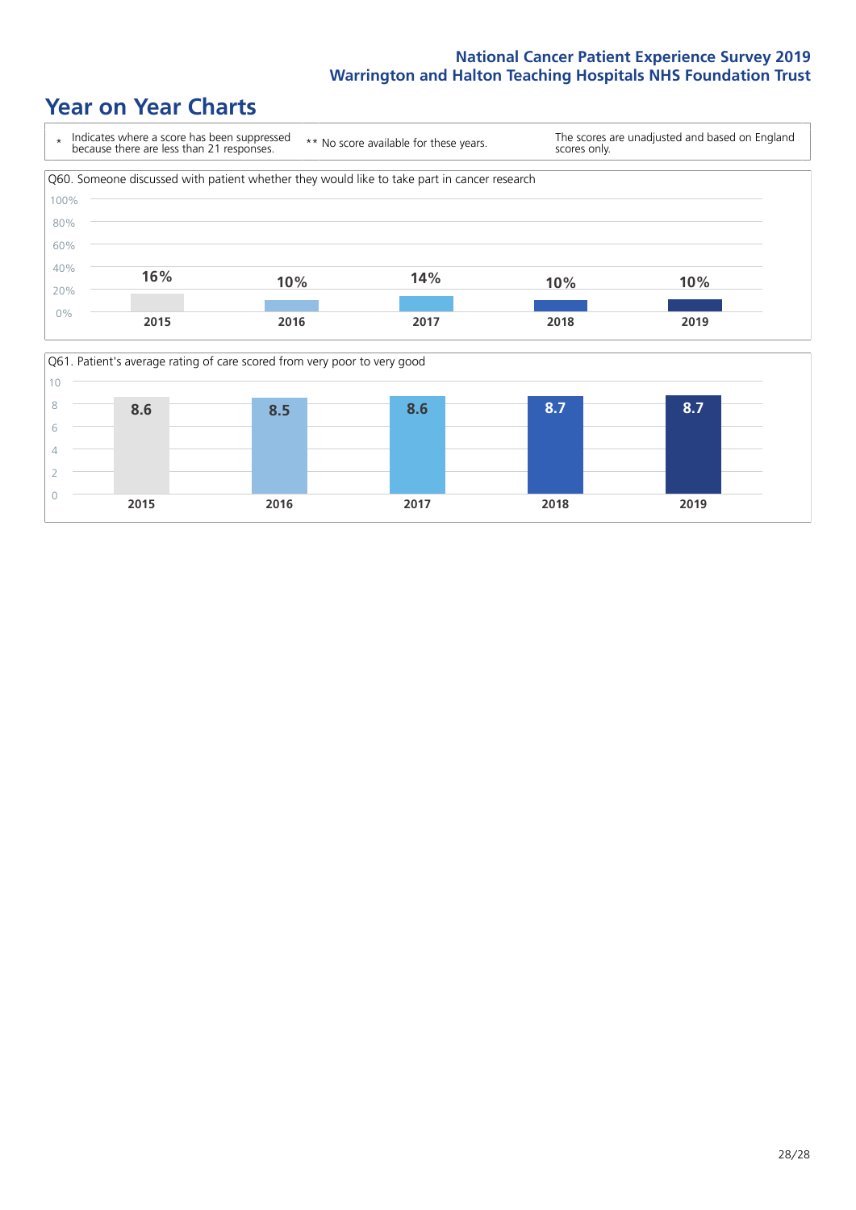# Year on Year Charts

\* Indicates where a score has been suppressed because there are less than 21 responses.

\*\* No score available for these years.

The scores are unadjusted and based on England scores only.

Q60. Someone discussed with patient whether they would like to take part in cancer research

100%
80%
60%
40%
20%
0%

16% 10% 14% 10% 10%

2015 2016 2017 2018 2019

Q61. Patient's average rating of care scored from very poor to very good

10
8
6
4
2
0

8.6 8.5 8.6 8.7 8.7

2015 2016 2017 2018 2019